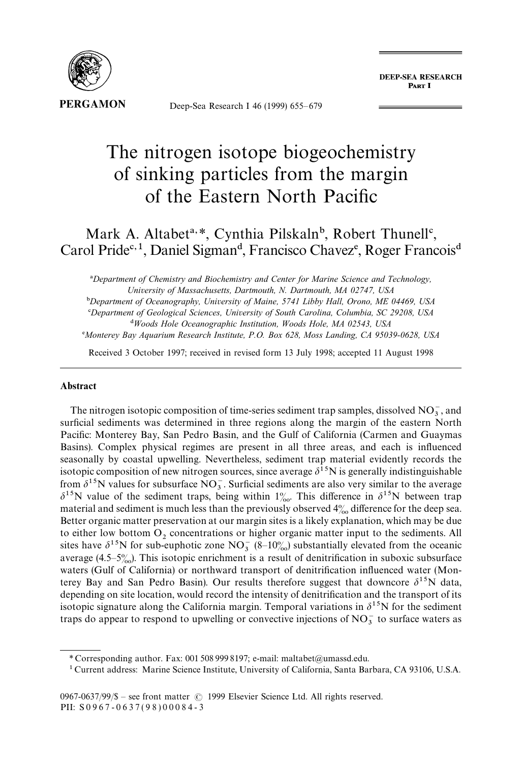# The nitrogen isotope biogeochemistry of sinking particles from the margin of the Eastern North Pacific

Mark A. Altabet[a,*], Cynthia Pilskaln[b], Robert Thunell[c], Carol Pride[c,1], Daniel Sigman[d], Francisco Chavez[e], Roger Francois[d]

[a]Department of Chemistry and Biochemistry and Center for Marine Science and Technology, University of Massachusetts, Dartmouth, N. Dartmouth, MA 02747, USA

[b]Department of Oceanography, University of Maine, 5741 Libby Hall, Orono, ME 04469, USA

[c]Department of Geological Sciences, University of South Carolina, Columbia, SC 29208, USA

[d]Woods Hole Oceanographic Institution, Woods Hole, MA 02543, USA

[e]Monterey Bay Aquarium Research Institute, P.O. Box 628, Moss Landing, CA 95039-0628, USA

Received 3 October 1997; received in revised form 13 July 1998; accepted 11 August 1998

## Abstract

The nitrogen isotopic composition of time-series sediment trap samples, dissolved $NO_3^-$, and surficial sediments was determined in three regions along the margin of the eastern North Pacific: Monterey Bay, San Pedro Basin, and the Gulf of California (Carmen and Guaymas Basins). Complex physical regimes are present in all three areas, and each is influenced seasonally by coastal upwelling. Nevertheless, sediment trap material evidently records the isotopic composition of new nitrogen sources, since average $\delta^{15}N$ is generally indistinguishable from $\delta^{15}N$ values for subsurface $NO_3^-$. Surficial sediments are also very similar to the average $\delta^{15}N$ value of the sediment traps, being within 1‰. This difference in $\delta^{15}N$ between trap material and sediment is much less than the previously observed 4‰ difference for the deep sea. Better organic matter preservation at our margin sites is a likely explanation, which may be due to either low bottom $O_2$ concentrations or higher organic matter input to the sediments. All sites have $\delta^{15}N$ for sub-euphotic zone $NO_3^-$ (8–10‰) substantially elevated from the oceanic average (4.5–5‰). This isotopic enrichment is a result of denitrification in suboxic subsurface waters (Gulf of California) or northward transport of denitrification influenced water (Monterey Bay and San Pedro Basin). Our results therefore suggest that downcore $\delta^{15}N$ data, depending on site location, would record the intensity of denitrification and the transport of its isotopic signature along the California margin. Temporal variations in $\delta^{15}N$ for the sediment traps do appear to respond to upwelling or convective injections of $NO_3^-$ to surface waters as

* Corresponding author. Fax: 001 508 999 8197; e-mail: maltabet@umassd.edu.

[1] Current address: Marine Science Institute, University of California, Santa Barbara, CA 93106, U.S.A.

0967-0637/99/$ – see front matter © 1999 Elsevier Science Ltd. All rights reserved.
PII: S0967-0637(98)00084-3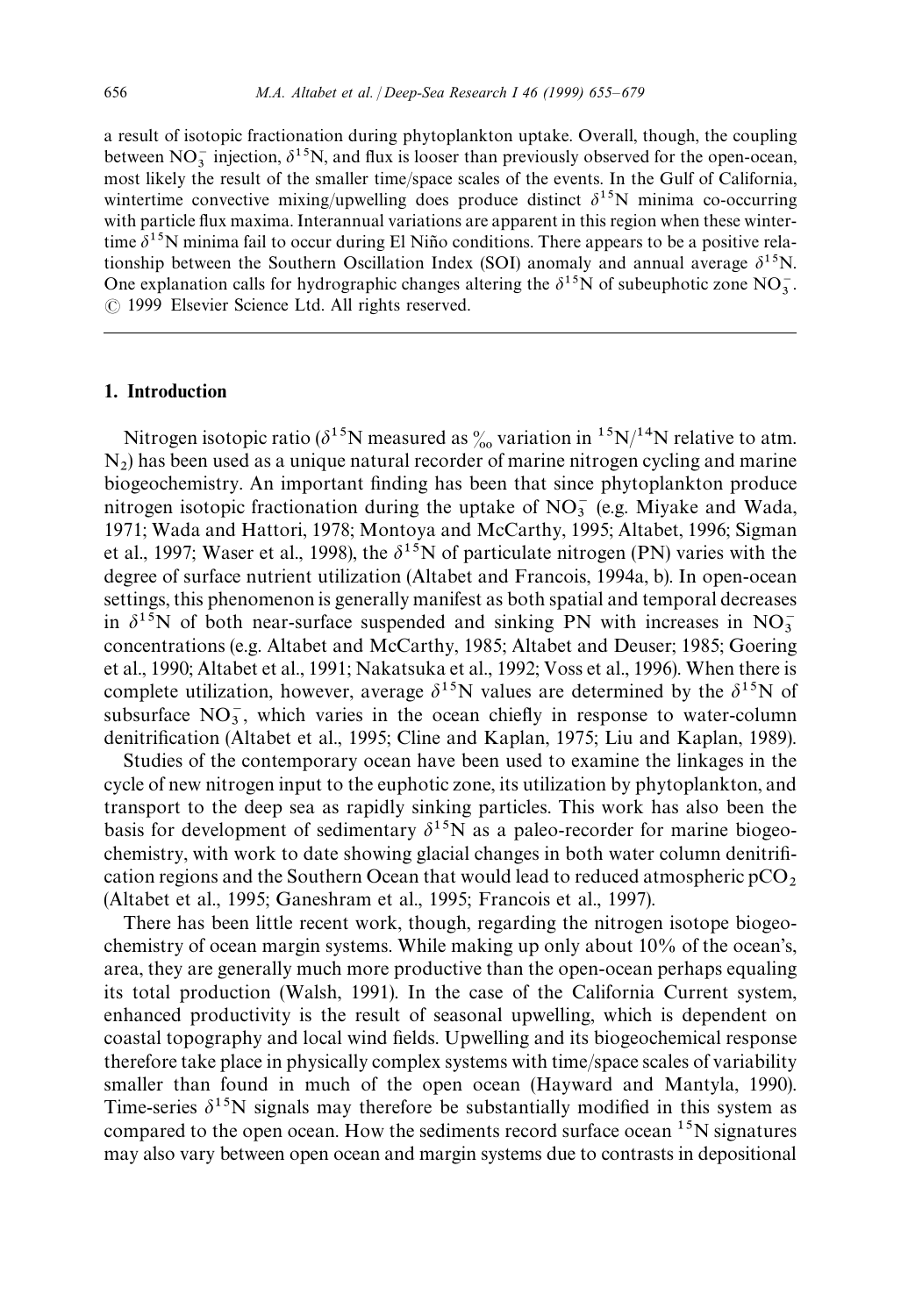a result of isotopic fractionation during phytoplankton uptake. Overall, though, the coupling between $NO_3^-$ injection, $\delta^{15}N$, and flux is looser than previously observed for the open-ocean, most likely the result of the smaller time/space scales of the events. In the Gulf of California, wintertime convective mixing/upwelling does produce distinct $\delta^{15}N$ minima co-occurring with particle flux maxima. Interannual variations are apparent in this region when these wintertime $\delta^{15}N$ minima fail to occur during El Niño conditions. There appears to be a positive relationship between the Southern Oscillation Index (SOI) anomaly and annual average $\delta^{15}N$. One explanation calls for hydrographic changes altering the $\delta^{15}N$ of subeuphotic zone $NO_3^-$. © 1999 Elsevier Science Ltd. All rights reserved.

## 1. Introduction

Nitrogen isotopic ratio ($\delta^{15}N$ measured as ‰ variation in $^{15}N/^{14}N$ relative to atm. $N_2$) has been used as a unique natural recorder of marine nitrogen cycling and marine biogeochemistry. An important finding has been that since phytoplankton produce nitrogen isotopic fractionation during the uptake of $NO_3^-$ (e.g. Miyake and Wada, 1971; Wada and Hattori, 1978; Montoya and McCarthy, 1995; Altabet, 1996; Sigman et al., 1997; Waser et al., 1998), the $\delta^{15}N$ of particulate nitrogen (PN) varies with the degree of surface nutrient utilization (Altabet and Francois, 1994a, b). In open-ocean settings, this phenomenon is generally manifest as both spatial and temporal decreases in $\delta^{15}N$ of both near-surface suspended and sinking PN with increases in $NO_3^-$ concentrations (e.g. Altabet and McCarthy, 1985; Altabet and Deuser; 1985; Goering et al., 1990; Altabet et al., 1991; Nakatsuka et al., 1992; Voss et al., 1996). When there is complete utilization, however, average $\delta^{15}N$ values are determined by the $\delta^{15}N$ of subsurface $NO_3^-$, which varies in the ocean chiefly in response to water-column denitrification (Altabet et al., 1995; Cline and Kaplan, 1975; Liu and Kaplan, 1989).

Studies of the contemporary ocean have been used to examine the linkages in the cycle of new nitrogen input to the euphotic zone, its utilization by phytoplankton, and transport to the deep sea as rapidly sinking particles. This work has also been the basis for development of sedimentary $\delta^{15}N$ as a paleo-recorder for marine biogeochemistry, with work to date showing glacial changes in both water column denitrification regions and the Southern Ocean that would lead to reduced atmospheric $pCO_2$ (Altabet et al., 1995; Ganeshram et al., 1995; Francois et al., 1997).

There has been little recent work, though, regarding the nitrogen isotope biogeochemistry of ocean margin systems. While making up only about 10% of the ocean's, area, they are generally much more productive than the open-ocean perhaps equaling its total production (Walsh, 1991). In the case of the California Current system, enhanced productivity is the result of seasonal upwelling, which is dependent on coastal topography and local wind fields. Upwelling and its biogeochemical response therefore take place in physically complex systems with time/space scales of variability smaller than found in much of the open ocean (Hayward and Mantyla, 1990). Time-series $\delta^{15}N$ signals may therefore be substantially modified in this system as compared to the open ocean. How the sediments record surface ocean $^{15}N$ signatures may also vary between open ocean and margin systems due to contrasts in depositional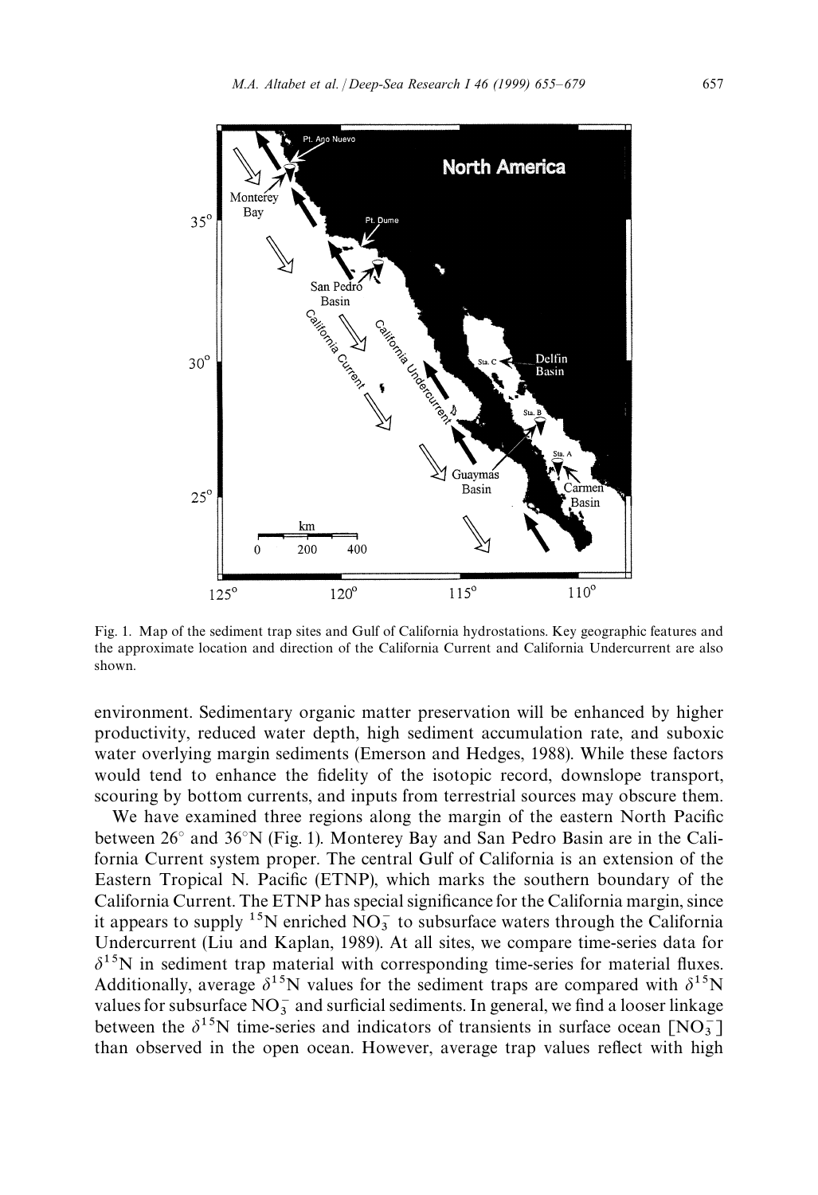Fig. 1. Map of the sediment trap sites and Gulf of California hydrostations. Key geographic features and the approximate location and direction of the California Current and California Undercurrent are also shown.

environment. Sedimentary organic matter preservation will be enhanced by higher productivity, reduced water depth, high sediment accumulation rate, and suboxic water overlying margin sediments (Emerson and Hedges, 1988). While these factors would tend to enhance the fidelity of the isotopic record, downslope transport, scouring by bottom currents, and inputs from terrestrial sources may obscure them.

We have examined three regions along the margin of the eastern North Pacific between 26° and 36°N (Fig. 1). Monterey Bay and San Pedro Basin are in the California Current system proper. The central Gulf of California is an extension of the Eastern Tropical N. Pacific (ETNP), which marks the southern boundary of the California Current. The ETNP has special significance for the California margin, since it appears to supply $^{15}N$ enriched $NO_3^-$ to subsurface waters through the California Undercurrent (Liu and Kaplan, 1989). At all sites, we compare time-series data for $\delta^{15}N$ in sediment trap material with corresponding time-series for material fluxes. Additionally, average $\delta^{15}N$ values for the sediment traps are compared with $\delta^{15}N$ values for subsurface $NO_3^-$ and surficial sediments. In general, we find a looser linkage between the $\delta^{15}N$ time-series and indicators of transients in surface ocean $[NO_3^-]$ than observed in the open ocean. However, average trap values reflect with high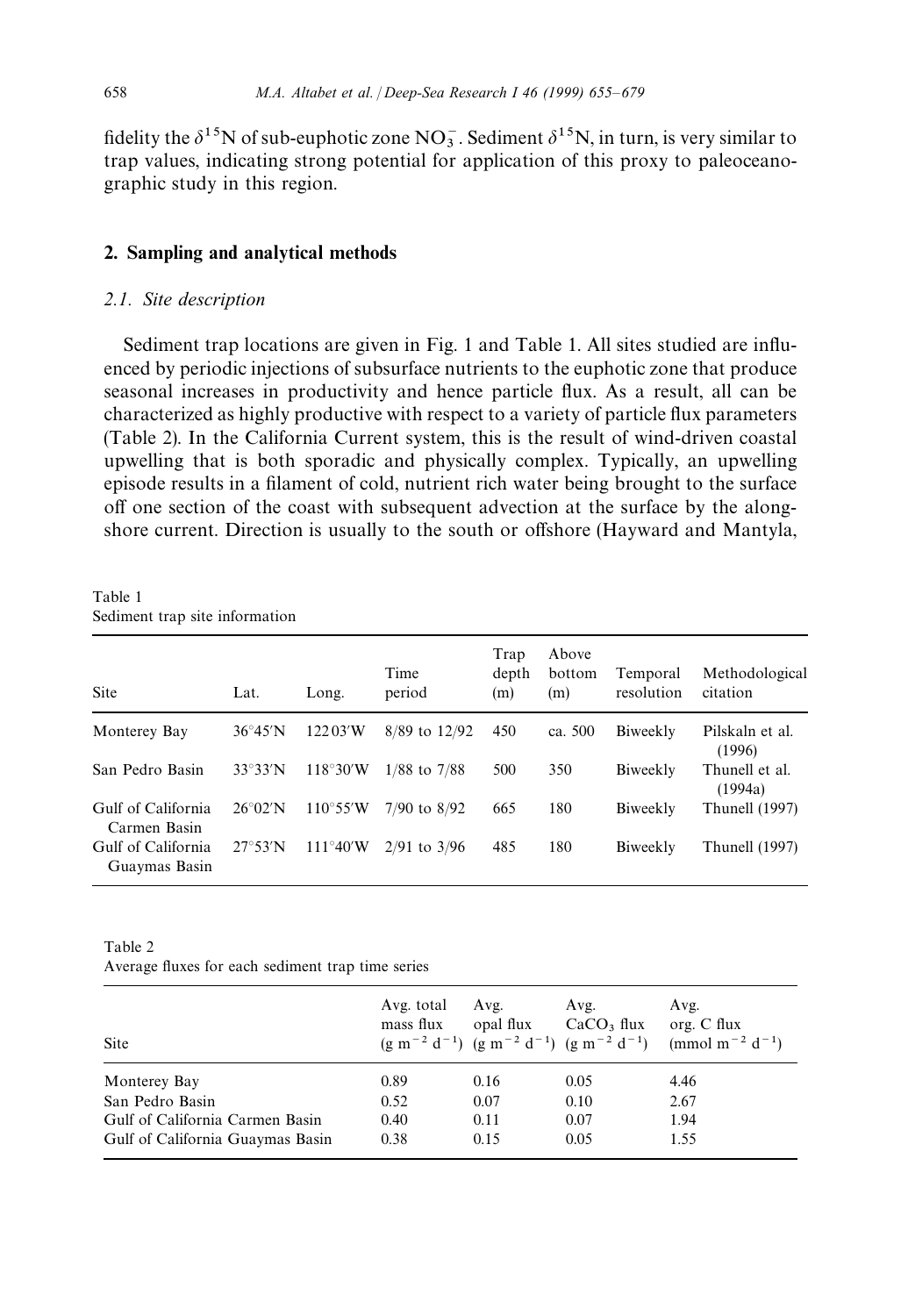fidelity the $\delta^{15}N$ of sub-euphotic zone $NO_3^-$. Sediment $\delta^{15}N$, in turn, is very similar to trap values, indicating strong potential for application of this proxy to paleoceanographic study in this region.

## 2. Sampling and analytical methods

### 2.1. Site description

Sediment trap locations are given in Fig. 1 and Table 1. All sites studied are influenced by periodic injections of subsurface nutrients to the euphotic zone that produce seasonal increases in productivity and hence particle flux. As a result, all can be characterized as highly productive with respect to a variety of particle flux parameters (Table 2). In the California Current system, this is the result of wind-driven coastal upwelling that is both sporadic and physically complex. Typically, an upwelling episode results in a filament of cold, nutrient rich water being brought to the surface off one section of the coast with subsequent advection at the surface by the alongshore current. Direction is usually to the south or offshore (Hayward and Mantyla,

Table 1
Sediment trap site information

| Site | Lat. | Long. | Time period | Trap depth (m) | Above bottom (m) | Temporal resolution | Methodological citation |
|---|---|---|---|---|---|---|---|
| Monterey Bay | 36°45′N | 122 03′W | 8/89 to 12/92 | 450 | ca. 500 | Biweekly | Pilskaln et al. (1996) |
| San Pedro Basin | 33°33′N | 118°30′W | 1/88 to 7/88 | 500 | 350 | Biweekly | Thunell et al. (1994a) |
| Gulf of California Carmen Basin | 26°02′N | 110°55′W | 7/90 to 8/92 | 665 | 180 | Biweekly | Thunell (1997) |
| Gulf of California Guaymas Basin | 27°53′N | 111°40′W | 2/91 to 3/96 | 485 | 180 | Biweekly | Thunell (1997) |

Table 2
Average fluxes for each sediment trap time series

| Site | Avg. total mass flux ($g\ m^{-2}\ d^{-1}$) | Avg. opal flux ($g\ m^{-2}\ d^{-1}$) | Avg. $CaCO_3$ flux ($g\ m^{-2}\ d^{-1}$) | Avg. org. C flux ($mmol\ m^{-2}\ d^{-1}$) |
|---|---|---|---|---|
| Monterey Bay | 0.89 | 0.16 | 0.05 | 4.46 |
| San Pedro Basin | 0.52 | 0.07 | 0.10 | 2.67 |
| Gulf of California Carmen Basin | 0.40 | 0.11 | 0.07 | 1.94 |
| Gulf of California Guaymas Basin | 0.38 | 0.15 | 0.05 | 1.55 |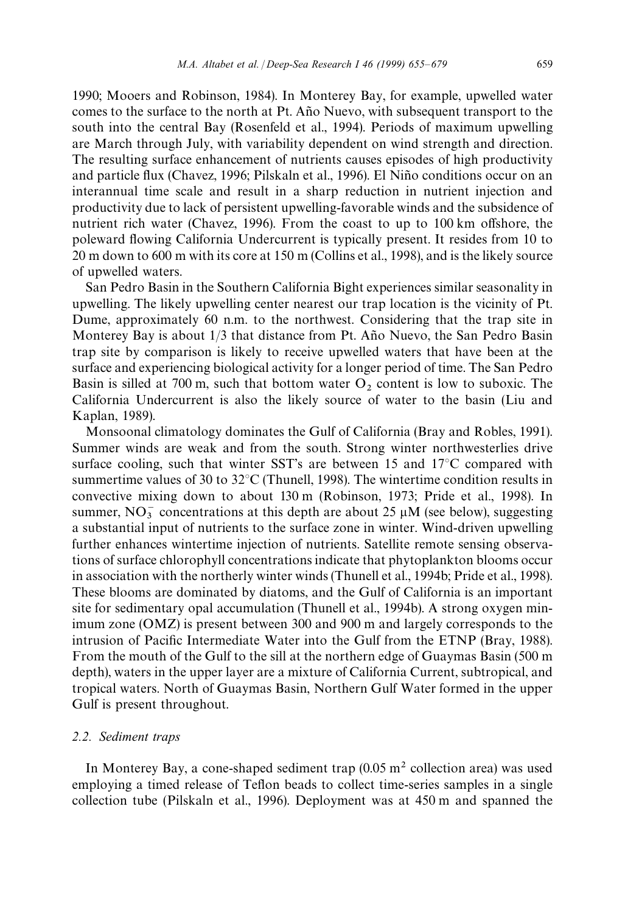1990; Mooers and Robinson, 1984). In Monterey Bay, for example, upwelled water comes to the surface to the north at Pt. Año Nuevo, with subsequent transport to the south into the central Bay (Rosenfeld et al., 1994). Periods of maximum upwelling are March through July, with variability dependent on wind strength and direction. The resulting surface enhancement of nutrients causes episodes of high productivity and particle flux (Chavez, 1996; Pilskaln et al., 1996). El Niño conditions occur on an interannual time scale and result in a sharp reduction in nutrient injection and productivity due to lack of persistent upwelling-favorable winds and the subsidence of nutrient rich water (Chavez, 1996). From the coast to up to 100 km offshore, the poleward flowing California Undercurrent is typically present. It resides from 10 to 20 m down to 600 m with its core at 150 m (Collins et al., 1998), and is the likely source of upwelled waters.

San Pedro Basin in the Southern California Bight experiences similar seasonality in upwelling. The likely upwelling center nearest our trap location is the vicinity of Pt. Dume, approximately 60 n.m. to the northwest. Considering that the trap site in Monterey Bay is about 1/3 that distance from Pt. Año Nuevo, the San Pedro Basin trap site by comparison is likely to receive upwelled waters that have been at the surface and experiencing biological activity for a longer period of time. The San Pedro Basin is silled at 700 m, such that bottom water $O_2$ content is low to suboxic. The California Undercurrent is also the likely source of water to the basin (Liu and Kaplan, 1989).

Monsoonal climatology dominates the Gulf of California (Bray and Robles, 1991). Summer winds are weak and from the south. Strong winter northwesterlies drive surface cooling, such that winter SST's are between 15 and 17°C compared with summertime values of 30 to 32°C (Thunell, 1998). The wintertime condition results in convective mixing down to about 130 m (Robinson, 1973; Pride et al., 1998). In summer, $NO_3^-$ concentrations at this depth are about 25 μM (see below), suggesting a substantial input of nutrients to the surface zone in winter. Wind-driven upwelling further enhances wintertime injection of nutrients. Satellite remote sensing observations of surface chlorophyll concentrations indicate that phytoplankton blooms occur in association with the northerly winter winds (Thunell et al., 1994b; Pride et al., 1998). These blooms are dominated by diatoms, and the Gulf of California is an important site for sedimentary opal accumulation (Thunell et al., 1994b). A strong oxygen minimum zone (OMZ) is present between 300 and 900 m and largely corresponds to the intrusion of Pacific Intermediate Water into the Gulf from the ETNP (Bray, 1988). From the mouth of the Gulf to the sill at the northern edge of Guaymas Basin (500 m depth), waters in the upper layer are a mixture of California Current, subtropical, and tropical waters. North of Guaymas Basin, Northern Gulf Water formed in the upper Gulf is present throughout.

### 2.2. Sediment traps

In Monterey Bay, a cone-shaped sediment trap (0.05 $m^2$ collection area) was used employing a timed release of Teflon beads to collect time-series samples in a single collection tube (Pilskaln et al., 1996). Deployment was at 450 m and spanned the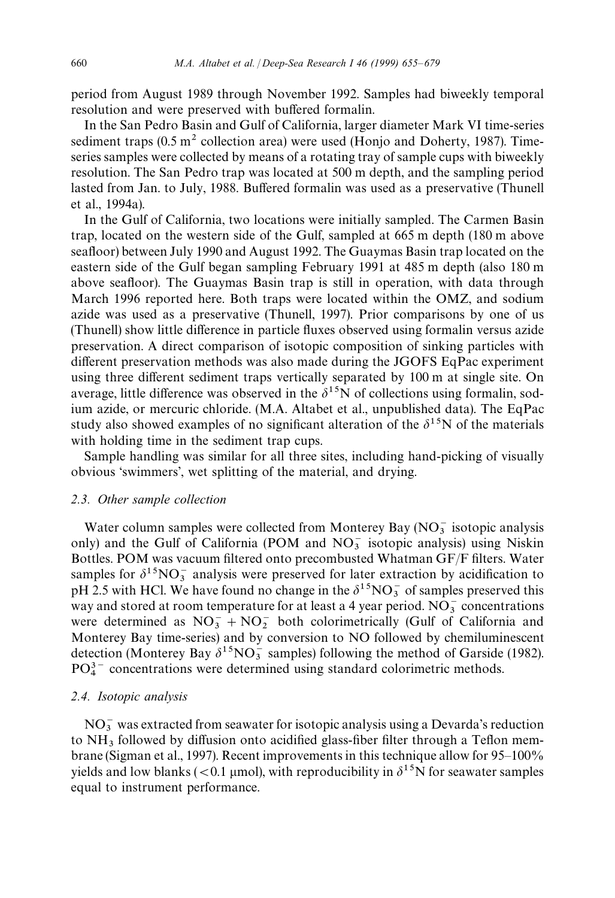period from August 1989 through November 1992. Samples had biweekly temporal resolution and were preserved with buffered formalin.

In the San Pedro Basin and Gulf of California, larger diameter Mark VI time-series sediment traps (0.5 $m^2$ collection area) were used (Honjo and Doherty, 1987). Time-series samples were collected by means of a rotating tray of sample cups with biweekly resolution. The San Pedro trap was located at 500 m depth, and the sampling period lasted from Jan. to July, 1988. Buffered formalin was used as a preservative (Thunell et al., 1994a).

In the Gulf of California, two locations were initially sampled. The Carmen Basin trap, located on the western side of the Gulf, sampled at 665 m depth (180 m above seafloor) between July 1990 and August 1992. The Guaymas Basin trap located on the eastern side of the Gulf began sampling February 1991 at 485 m depth (also 180 m above seafloor). The Guaymas Basin trap is still in operation, with data through March 1996 reported here. Both traps were located within the OMZ, and sodium azide was used as a preservative (Thunell, 1997). Prior comparisons by one of us (Thunell) show little difference in particle fluxes observed using formalin versus azide preservation. A direct comparison of isotopic composition of sinking particles with different preservation methods was also made during the JGOFS EqPac experiment using three different sediment traps vertically separated by 100 m at single site. On average, little difference was observed in the $\delta^{15}N$ of collections using formalin, sodium azide, or mercuric chloride. (M.A. Altabet et al., unpublished data). The EqPac study also showed examples of no significant alteration of the $\delta^{15}N$ of the materials with holding time in the sediment trap cups.

Sample handling was similar for all three sites, including hand-picking of visually obvious 'swimmers', wet splitting of the material, and drying.

### 2.3. Other sample collection

Water column samples were collected from Monterey Bay ($NO_3^-$ isotopic analysis only) and the Gulf of California (POM and $NO_3^-$ isotopic analysis) using Niskin Bottles. POM was vacuum filtered onto precombusted Whatman GF/F filters. Water samples for $\delta^{15}NO_3^-$ analysis were preserved for later extraction by acidification to pH 2.5 with HCl. We have found no change in the $\delta^{15}NO_3^-$ of samples preserved this way and stored at room temperature for at least a 4 year period. $NO_3^-$ concentrations were determined as $NO_3^- + NO_2^-$ both colorimetrically (Gulf of California and Monterey Bay time-series) and by conversion to NO followed by chemiluminescent detection (Monterey Bay $\delta^{15}NO_3^-$ samples) following the method of Garside (1982). $PO_4^{3-}$ concentrations were determined using standard colorimetric methods.

### 2.4. Isotopic analysis

$NO_3^-$ was extracted from seawater for isotopic analysis using a Devarda's reduction to $NH_3$ followed by diffusion onto acidified glass-fiber filter through a Teflon membrane (Sigman et al., 1997). Recent improvements in this technique allow for 95–100% yields and low blanks (<0.1 μmol), with reproducibility in $\delta^{15}N$ for seawater samples equal to instrument performance.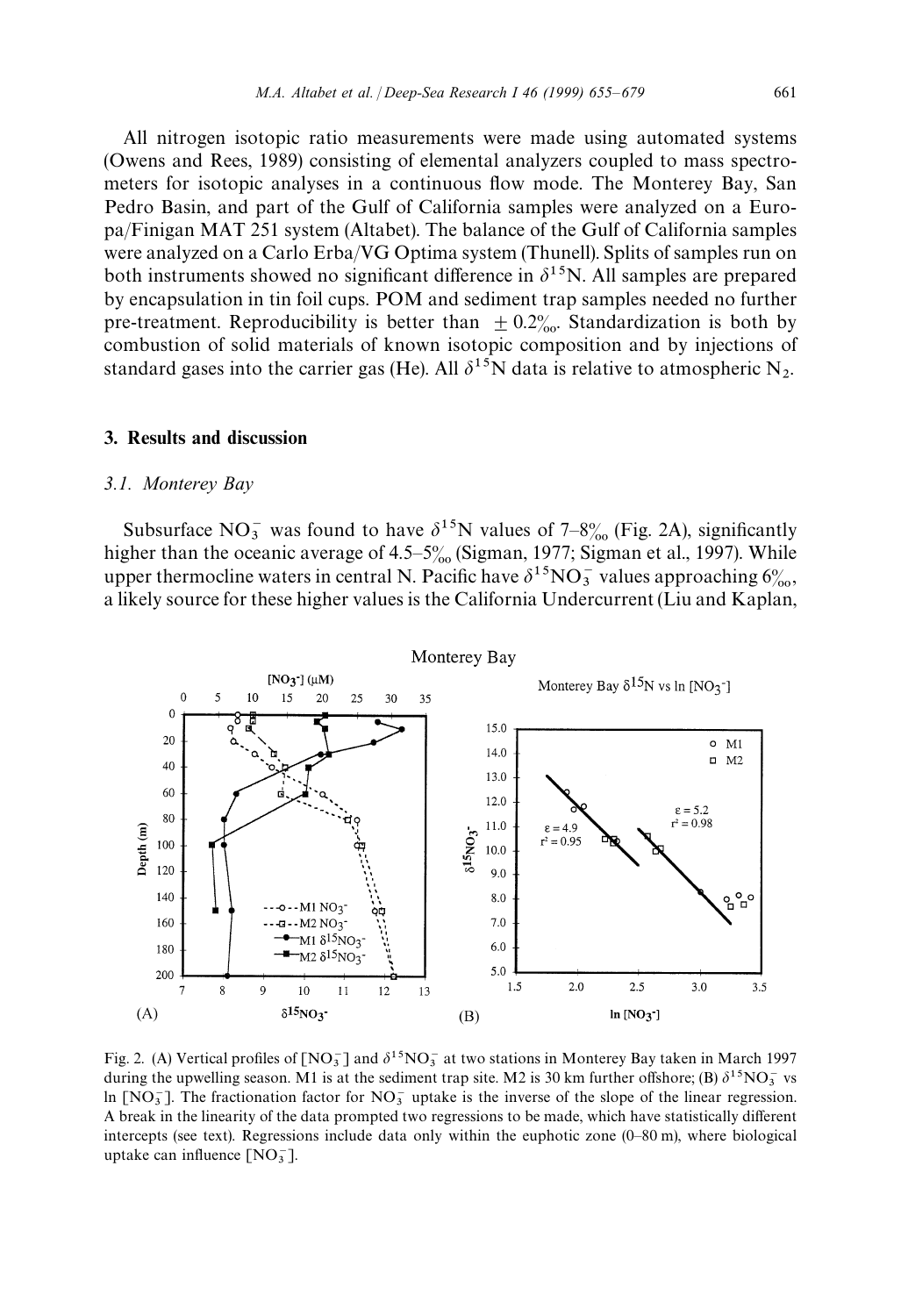All nitrogen isotopic ratio measurements were made using automated systems (Owens and Rees, 1989) consisting of elemental analyzers coupled to mass spectrometers for isotopic analyses in a continuous flow mode. The Monterey Bay, San Pedro Basin, and part of the Gulf of California samples were analyzed on a Europa/Finigan MAT 251 system (Altabet). The balance of the Gulf of California samples were analyzed on a Carlo Erba/VG Optima system (Thunell). Splits of samples run on both instruments showed no significant difference in $\delta^{15}N$. All samples are prepared by encapsulation in tin foil cups. POM and sediment trap samples needed no further pre-treatment. Reproducibility is better than $\pm 0.2‰$. Standardization is both by combustion of solid materials of known isotopic composition and by injections of standard gases into the carrier gas (He). All $\delta^{15}N$ data is relative to atmospheric $N_2$.

## 3. Results and discussion

### 3.1. Monterey Bay

Subsurface $NO_3^-$ was found to have $\delta^{15}N$ values of 7–8‰ (Fig. 2A), significantly higher than the oceanic average of 4.5–5‰ (Sigman, 1977; Sigman et al., 1997). While upper thermocline waters in central N. Pacific have $\delta^{15}NO_3^-$ values approaching 6‰, a likely source for these higher values is the California Undercurrent (Liu and Kaplan,

Fig. 2. (A) Vertical profiles of $[NO_3^-]$ and $\delta^{15}NO_3^-$ at two stations in Monterey Bay taken in March 1997 during the upwelling season. M1 is at the sediment trap site. M2 is 30 km further offshore; (B) $\delta^{15}NO_3^-$ vs ln $[NO_3^-]$. The fractionation factor for $NO_3^-$ uptake is the inverse of the slope of the linear regression. A break in the linearity of the data prompted two regressions to be made, which have statistically different intercepts (see text). Regressions include data only within the euphotic zone (0–80 m), where biological uptake can influence $[NO_3^-]$.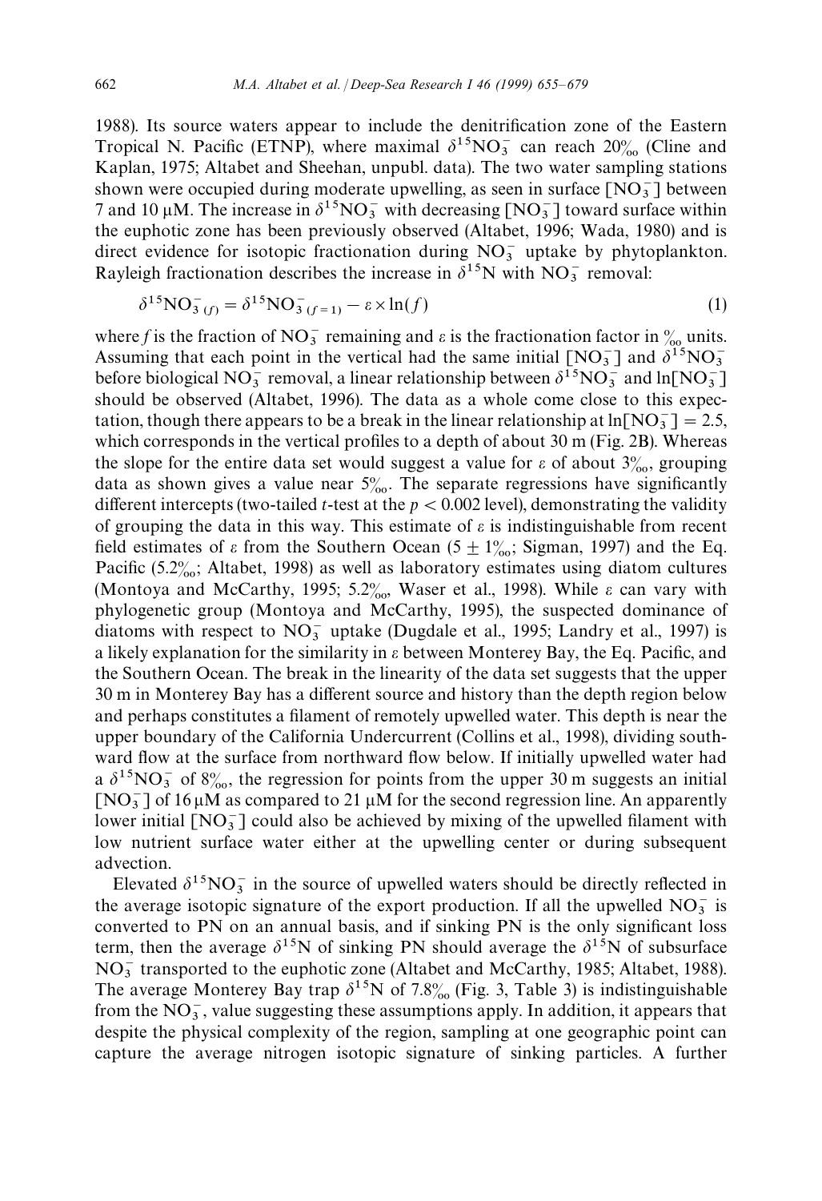1988). Its source waters appear to include the denitrification zone of the Eastern Tropical N. Pacific (ETNP), where maximal $\delta^{15}NO_3^-$ can reach 20‰ (Cline and Kaplan, 1975; Altabet and Sheehan, unpubl. data). The two water sampling stations shown were occupied during moderate upwelling, as seen in surface $[NO_3^-]$ between 7 and 10 μM. The increase in $\delta^{15}NO_3^-$ with decreasing $[NO_3^-]$ toward surface within the euphotic zone has been previously observed (Altabet, 1996; Wada, 1980) and is direct evidence for isotopic fractionation during $NO_3^-$ uptake by phytoplankton. Rayleigh fractionation describes the increase in $\delta^{15}N$ with $NO_3^-$ removal:

$$\delta^{15}NO_{3\,(f)}^- = \delta^{15}NO_{3\,(f=1)}^- - \varepsilon \times \ln(f) \tag{1}$$

where $f$ is the fraction of $NO_3^-$ remaining and $\varepsilon$ is the fractionation factor in ‰ units. Assuming that each point in the vertical had the same initial $[NO_3^-]$ and $\delta^{15}NO_3^-$ before biological $NO_3^-$ removal, a linear relationship between $\delta^{15}NO_3^-$ and $\ln[NO_3^-]$ should be observed (Altabet, 1996). The data as a whole come close to this expectation, though there appears to be a break in the linear relationship at $\ln[NO_3^-] = 2.5$, which corresponds in the vertical profiles to a depth of about 30 m (Fig. 2B). Whereas the slope for the entire data set would suggest a value for $\varepsilon$ of about 3‰, grouping data as shown gives a value near 5‰. The separate regressions have significantly different intercepts (two-tailed $t$-test at the $p < 0.002$ level), demonstrating the validity of grouping the data in this way. This estimate of $\varepsilon$ is indistinguishable from recent field estimates of $\varepsilon$ from the Southern Ocean (5 ± 1‰; Sigman, 1997) and the Eq. Pacific (5.2‰; Altabet, 1998) as well as laboratory estimates using diatom cultures (Montoya and McCarthy, 1995; 5.2‰, Waser et al., 1998). While $\varepsilon$ can vary with phylogenetic group (Montoya and McCarthy, 1995), the suspected dominance of diatoms with respect to $NO_3^-$ uptake (Dugdale et al., 1995; Landry et al., 1997) is a likely explanation for the similarity in $\varepsilon$ between Monterey Bay, the Eq. Pacific, and the Southern Ocean. The break in the linearity of the data set suggests that the upper 30 m in Monterey Bay has a different source and history than the depth region below and perhaps constitutes a filament of remotely upwelled water. This depth is near the upper boundary of the California Undercurrent (Collins et al., 1998), dividing southward flow at the surface from northward flow below. If initially upwelled water had a $\delta^{15}NO_3^-$ of 8‰, the regression for points from the upper 30 m suggests an initial $[NO_3^-]$ of 16 μM as compared to 21 μM for the second regression line. An apparently lower initial $[NO_3^-]$ could also be achieved by mixing of the upwelled filament with low nutrient surface water either at the upwelling center or during subsequent advection.

Elevated $\delta^{15}NO_3^-$ in the source of upwelled waters should be directly reflected in the average isotopic signature of the export production. If all the upwelled $NO_3^-$ is converted to PN on an annual basis, and if sinking PN is the only significant loss term, then the average $\delta^{15}N$ of sinking PN should average the $\delta^{15}N$ of subsurface $NO_3^-$ transported to the euphotic zone (Altabet and McCarthy, 1985; Altabet, 1988). The average Monterey Bay trap $\delta^{15}N$ of 7.8‰ (Fig. 3, Table 3) is indistinguishable from the $NO_3^-$, value suggesting these assumptions apply. In addition, it appears that despite the physical complexity of the region, sampling at one geographic point can capture the average nitrogen isotopic signature of sinking particles. A further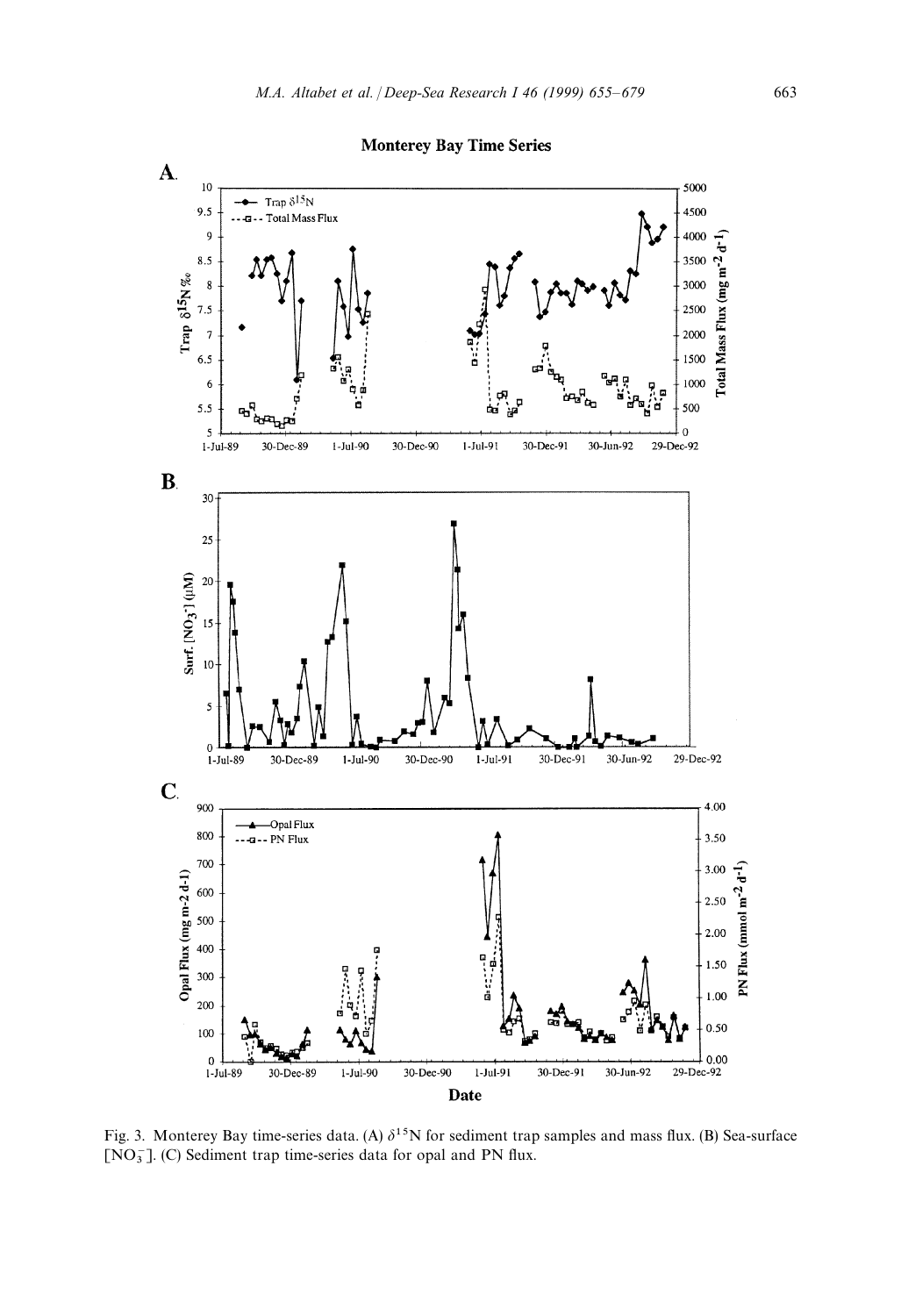Fig. 3. Monterey Bay time-series data. (A) $\delta^{15}N$ for sediment trap samples and mass flux. (B) Sea-surface $[NO_3^-]$. (C) Sediment trap time-series data for opal and PN flux.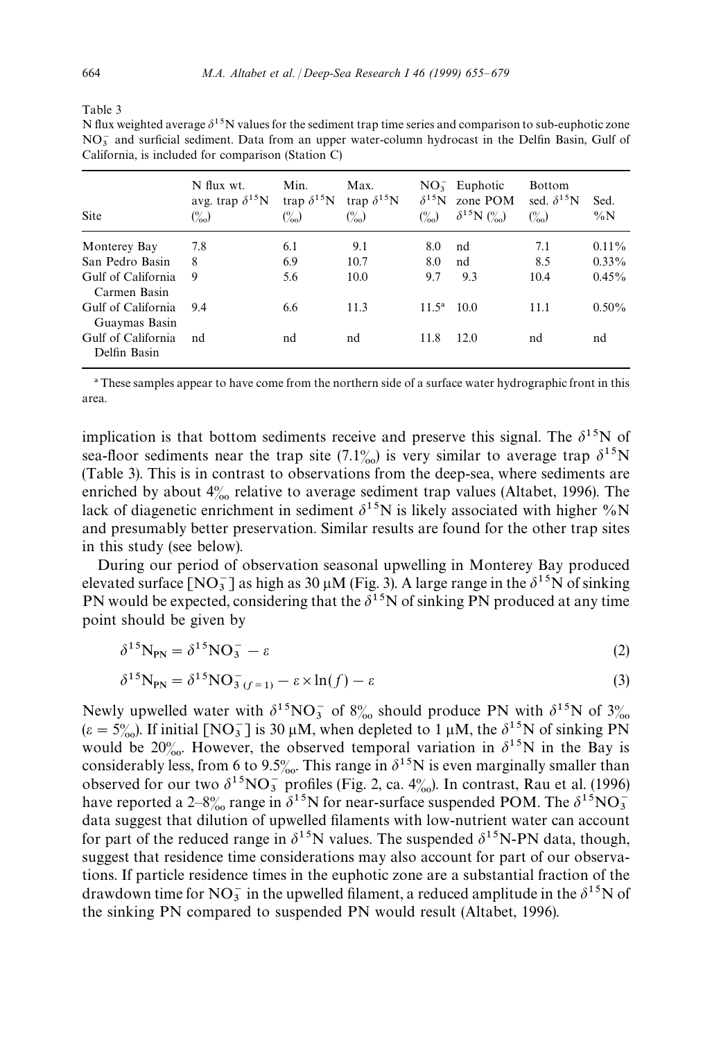Table 3

N flux weighted average $\delta^{15}N$ values for the sediment trap time series and comparison to sub-euphotic zone $NO_3^-$ and surficial sediment. Data from an upper water-column hydrocast in the Delfin Basin, Gulf of California, is included for comparison (Station C)

| Site | N flux wt. avg. trap $\delta^{15}N$ (‰) | Min. trap $\delta^{15}N$ (‰) | Max. trap $\delta^{15}N$ (‰) | $NO_3^-$ $\delta^{15}N$ (‰) | Euphotic zone POM $\delta^{15}N$ (‰) | Bottom sed. $\delta^{15}N$ (‰) | Sed. %N |
|---|---|---|---|---|---|---|---|
| Monterey Bay | 7.8 | 6.1 | 9.1 | 8.0 | nd | 7.1 | 0.11% |
| San Pedro Basin | 8 | 6.9 | 10.7 | 8.0 | nd | 8.5 | 0.33% |
| Gulf of California Carmen Basin | 9 | 5.6 | 10.0 | 9.7 | 9.3 | 10.4 | 0.45% |
| Gulf of California Guaymas Basin | 9.4 | 6.6 | 11.3 | 11.5[a] | 10.0 | 11.1 | 0.50% |
| Gulf of California Delfin Basin | nd | nd | nd | 11.8 | 12.0 | nd | nd |

[a] These samples appear to have come from the northern side of a surface water hydrographic front in this area.

implication is that bottom sediments receive and preserve this signal. The $\delta^{15}N$ of sea-floor sediments near the trap site (7.1‰) is very similar to average trap $\delta^{15}N$ (Table 3). This is in contrast to observations from the deep-sea, where sediments are enriched by about 4‰ relative to average sediment trap values (Altabet, 1996). The lack of diagenetic enrichment in sediment $\delta^{15}N$ is likely associated with higher %N and presumably better preservation. Similar results are found for the other trap sites in this study (see below).

During our period of observation seasonal upwelling in Monterey Bay produced elevated surface $[NO_3^-]$ as high as 30 μM (Fig. 3). A large range in the $\delta^{15}N$ of sinking PN would be expected, considering that the $\delta^{15}N$ of sinking PN produced at any time point should be given by

$$\delta^{15}N_{PN} = \delta^{15}NO_3^- - \varepsilon \tag{2}$$

$$\delta^{15}N_{PN} = \delta^{15}NO^-_{3\,(f=1)} - \varepsilon \times \ln(f) - \varepsilon \tag{3}$$

Newly upwelled water with $\delta^{15}NO_3^-$ of 8‰ should produce PN with $\delta^{15}N$ of 3‰ ($\varepsilon = 5‰$). If initial $[NO_3^-]$ is 30 μM, when depleted to 1 μM, the $\delta^{15}N$ of sinking PN would be 20‰. However, the observed temporal variation in $\delta^{15}N$ in the Bay is considerably less, from 6 to 9.5‰. This range in $\delta^{15}N$ is even marginally smaller than observed for our two $\delta^{15}NO_3^-$ profiles (Fig. 2, ca. 4‰). In contrast, Rau et al. (1996) have reported a 2–8‰ range in $\delta^{15}N$ for near-surface suspended POM. The $\delta^{15}NO_3^-$ data suggest that dilution of upwelled filaments with low-nutrient water can account for part of the reduced range in $\delta^{15}N$ values. The suspended $\delta^{15}N$-PN data, though, suggest that residence time considerations may also account for part of our observations. If particle residence times in the euphotic zone are a substantial fraction of the drawdown time for $NO_3^-$ in the upwelled filament, a reduced amplitude in the $\delta^{15}N$ of the sinking PN compared to suspended PN would result (Altabet, 1996).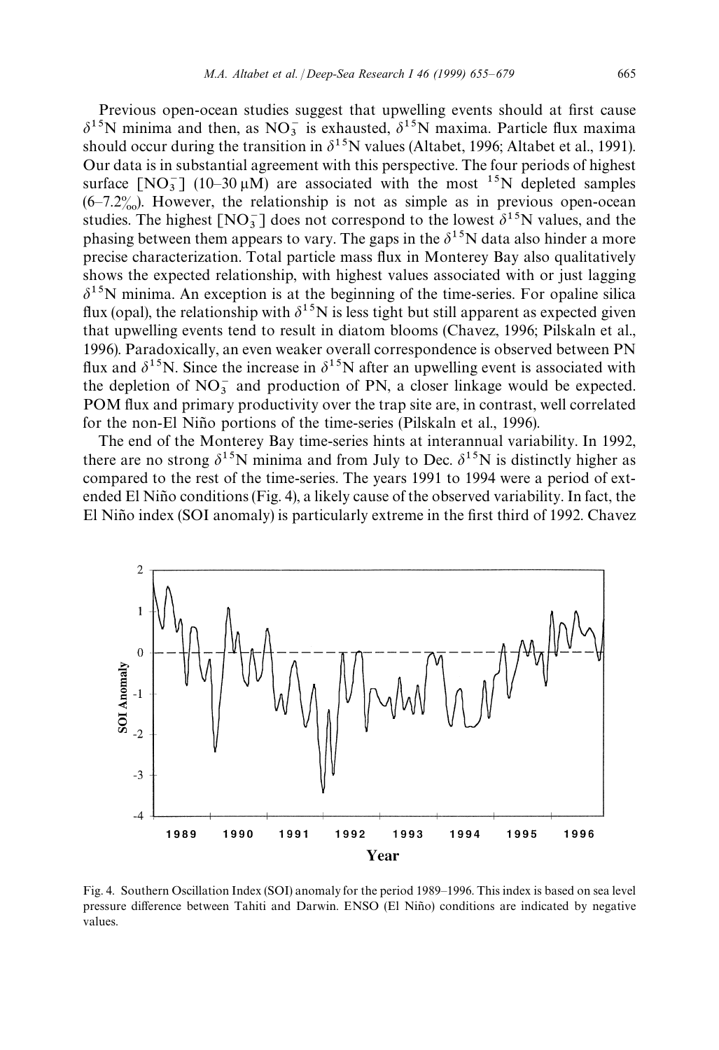Previous open-ocean studies suggest that upwelling events should at first cause $\delta^{15}N$ minima and then, as $NO_3^-$ is exhausted, $\delta^{15}N$ maxima. Particle flux maxima should occur during the transition in $\delta^{15}N$ values (Altabet, 1996; Altabet et al., 1991). Our data is in substantial agreement with this perspective. The four periods of highest surface $[NO_3^-]$ (10–30 μM) are associated with the most $^{15}N$ depleted samples (6–7.2‰). However, the relationship is not as simple as in previous open-ocean studies. The highest $[NO_3^-]$ does not correspond to the lowest $\delta^{15}N$ values, and the phasing between them appears to vary. The gaps in the $\delta^{15}N$ data also hinder a more precise characterization. Total particle mass flux in Monterey Bay also qualitatively shows the expected relationship, with highest values associated with or just lagging $\delta^{15}N$ minima. An exception is at the beginning of the time-series. For opaline silica flux (opal), the relationship with $\delta^{15}N$ is less tight but still apparent as expected given that upwelling events tend to result in diatom blooms (Chavez, 1996; Pilskaln et al., 1996). Paradoxically, an even weaker overall correspondence is observed between PN flux and $\delta^{15}N$. Since the increase in $\delta^{15}N$ after an upwelling event is associated with the depletion of $NO_3^-$ and production of PN, a closer linkage would be expected. POM flux and primary productivity over the trap site are, in contrast, well correlated for the non-El Niño portions of the time-series (Pilskaln et al., 1996).

The end of the Monterey Bay time-series hints at interannual variability. In 1992, there are no strong $\delta^{15}N$ minima and from July to Dec. $\delta^{15}N$ is distinctly higher as compared to the rest of the time-series. The years 1991 to 1994 were a period of extended El Niño conditions (Fig. 4), a likely cause of the observed variability. In fact, the El Niño index (SOI anomaly) is particularly extreme in the first third of 1992. Chavez

Fig. 4. Southern Oscillation Index (SOI) anomaly for the period 1989–1996. This index is based on sea level pressure difference between Tahiti and Darwin. ENSO (El Niño) conditions are indicated by negative values.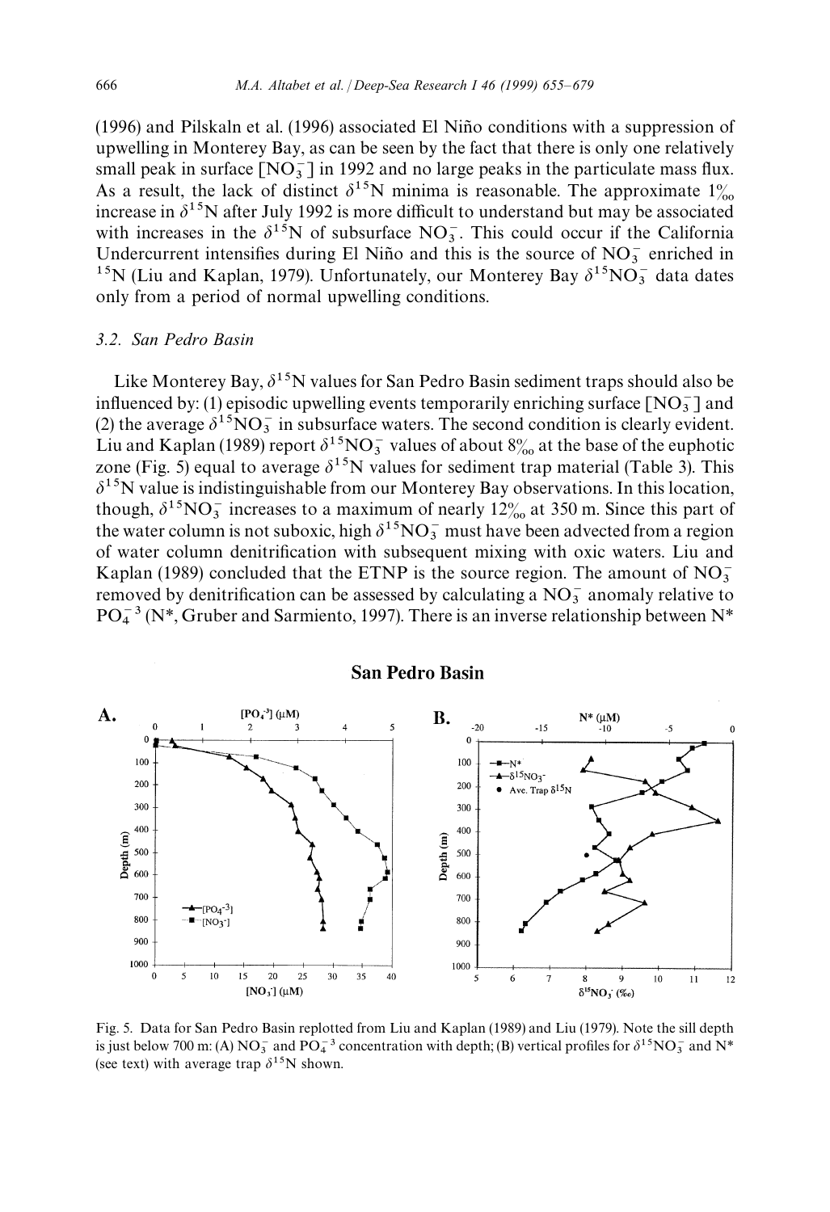(1996) and Pilskaln et al. (1996) associated El Niño conditions with a suppression of upwelling in Monterey Bay, as can be seen by the fact that there is only one relatively small peak in surface $[NO_3^-]$ in 1992 and no large peaks in the particulate mass flux. As a result, the lack of distinct $\delta^{15}N$ minima is reasonable. The approximate 1‰ increase in $\delta^{15}N$ after July 1992 is more difficult to understand but may be associated with increases in the $\delta^{15}N$ of subsurface $NO_3^-$. This could occur if the California Undercurrent intensifies during El Niño and this is the source of $NO_3^-$ enriched in $^{15}N$ (Liu and Kaplan, 1979). Unfortunately, our Monterey Bay $\delta^{15}NO_3^-$ data dates only from a period of normal upwelling conditions.

### 3.2. San Pedro Basin

Like Monterey Bay, $\delta^{15}N$ values for San Pedro Basin sediment traps should also be influenced by: (1) episodic upwelling events temporarily enriching surface $[NO_3^-]$ and (2) the average $\delta^{15}NO_3^-$ in subsurface waters. The second condition is clearly evident. Liu and Kaplan (1989) report $\delta^{15}NO_3^-$ values of about 8‰ at the base of the euphotic zone (Fig. 5) equal to average $\delta^{15}N$ values for sediment trap material (Table 3). This $\delta^{15}N$ value is indistinguishable from our Monterey Bay observations. In this location, though, $\delta^{15}NO_3^-$ increases to a maximum of nearly 12‰ at 350 m. Since this part of the water column is not suboxic, high $\delta^{15}NO_3^-$ must have been advected from a region of water column denitrification with subsequent mixing with oxic waters. Liu and Kaplan (1989) concluded that the ETNP is the source region. The amount of $NO_3^-$ removed by denitrification can be assessed by calculating a $NO_3^-$ anomaly relative to $PO_4^{-3}$ (N*, Gruber and Sarmiento, 1997). There is an inverse relationship between N*

Fig. 5. Data for San Pedro Basin replotted from Liu and Kaplan (1989) and Liu (1979). Note the sill depth is just below 700 m: (A) $NO_3^-$ and $PO_4^{-3}$ concentration with depth; (B) vertical profiles for $\delta^{15}NO_3^-$ and N* (see text) with average trap $\delta^{15}N$ shown.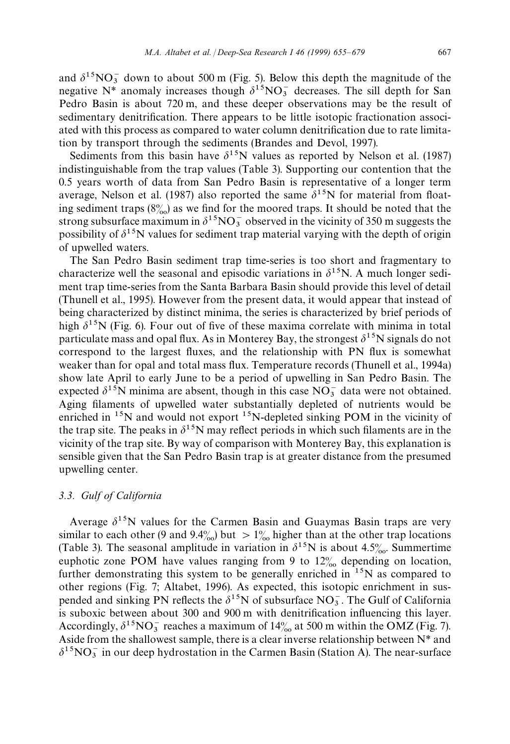and $\delta^{15}NO_3^-$ down to about 500 m (Fig. 5). Below this depth the magnitude of the negative N* anomaly increases though $\delta^{15}NO_3^-$ decreases. The sill depth for San Pedro Basin is about 720 m, and these deeper observations may be the result of sedimentary denitrification. There appears to be little isotopic fractionation associated with this process as compared to water column denitrification due to rate limitation by transport through the sediments (Brandes and Devol, 1997).

Sediments from this basin have $\delta^{15}N$ values as reported by Nelson et al. (1987) indistinguishable from the trap values (Table 3). Supporting our contention that the 0.5 years worth of data from San Pedro Basin is representative of a longer term average, Nelson et al. (1987) also reported the same $\delta^{15}N$ for material from floating sediment traps (8‰) as we find for the moored traps. It should be noted that the strong subsurface maximum in $\delta^{15}NO_3^-$ observed in the vicinity of 350 m suggests the possibility of $\delta^{15}N$ values for sediment trap material varying with the depth of origin of upwelled waters.

The San Pedro Basin sediment trap time-series is too short and fragmentary to characterize well the seasonal and episodic variations in $\delta^{15}N$. A much longer sediment trap time-series from the Santa Barbara Basin should provide this level of detail (Thunell et al., 1995). However from the present data, it would appear that instead of being characterized by distinct minima, the series is characterized by brief periods of high $\delta^{15}N$ (Fig. 6). Four out of five of these maxima correlate with minima in total particulate mass and opal flux. As in Monterey Bay, the strongest $\delta^{15}N$ signals do not correspond to the largest fluxes, and the relationship with PN flux is somewhat weaker than for opal and total mass flux. Temperature records (Thunell et al., 1994a) show late April to early June to be a period of upwelling in San Pedro Basin. The expected $\delta^{15}N$ minima are absent, though in this case $NO_3^-$ data were not obtained. Aging filaments of upwelled water substantially depleted of nutrients would be enriched in $^{15}N$ and would not export $^{15}N$-depleted sinking POM in the vicinity of the trap site. The peaks in $\delta^{15}N$ may reflect periods in which such filaments are in the vicinity of the trap site. By way of comparison with Monterey Bay, this explanation is sensible given that the San Pedro Basin trap is at greater distance from the presumed upwelling center.

### 3.3. Gulf of California

Average $\delta^{15}N$ values for the Carmen Basin and Guaymas Basin traps are very similar to each other (9 and 9.4‰) but > 1‰ higher than at the other trap locations (Table 3). The seasonal amplitude in variation in $\delta^{15}N$ is about 4.5‰. Summertime euphotic zone POM have values ranging from 9 to 12‰ depending on location, further demonstrating this system to be generally enriched in $^{15}N$ as compared to other regions (Fig. 7; Altabet, 1996). As expected, this isotopic enrichment in suspended and sinking PN reflects the $\delta^{15}N$ of subsurface $NO_3^-$. The Gulf of California is suboxic between about 300 and 900 m with denitrification influencing this layer. Accordingly, $\delta^{15}NO_3^-$ reaches a maximum of 14‰ at 500 m within the OMZ (Fig. 7). Aside from the shallowest sample, there is a clear inverse relationship between N* and $\delta^{15}NO_3^-$ in our deep hydrostation in the Carmen Basin (Station A). The near-surface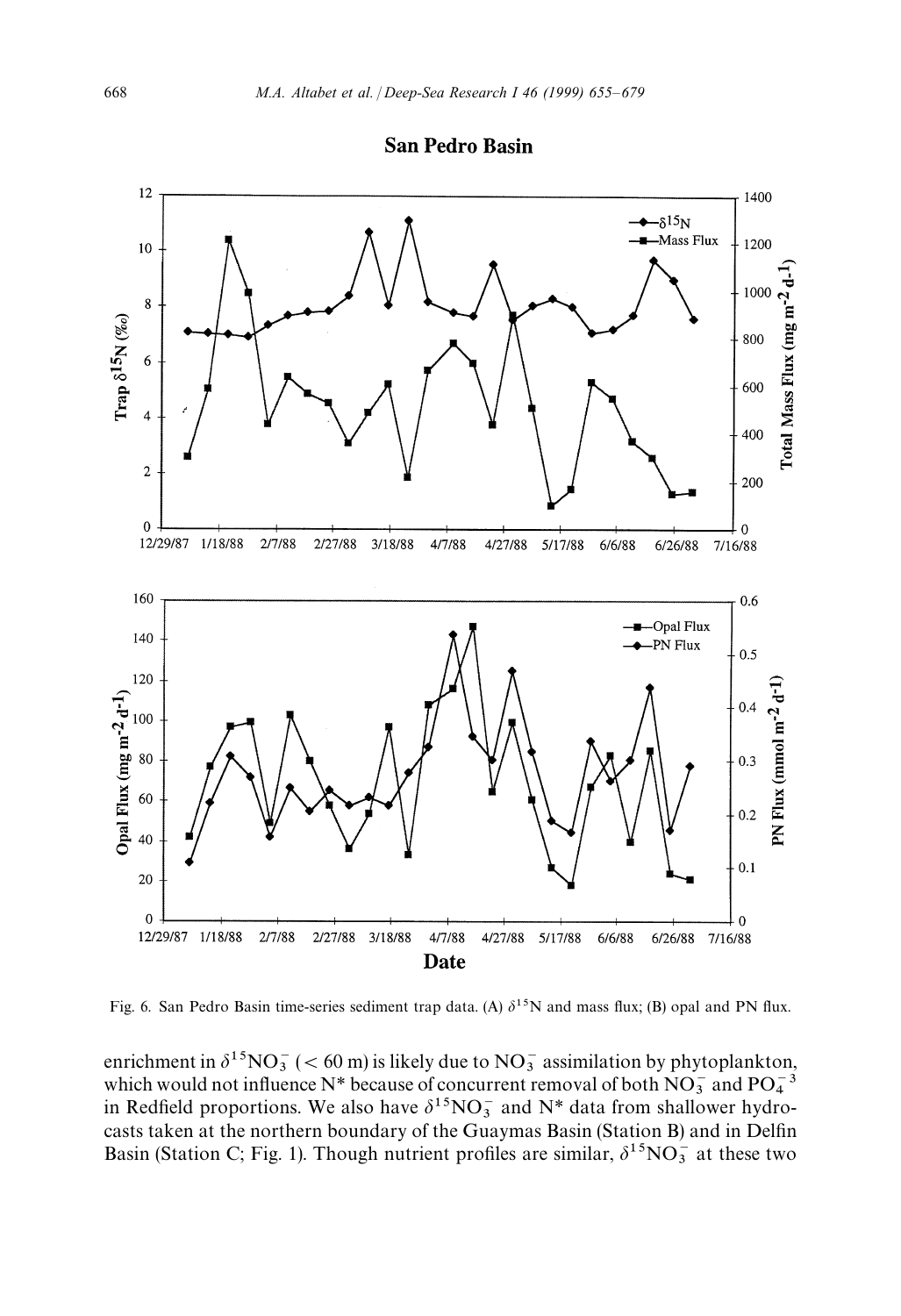Fig. 6. San Pedro Basin time-series sediment trap data. (A) $\delta^{15}N$ and mass flux; (B) opal and PN flux.

enrichment in $\delta^{15}NO_3^-$ ($< 60$ m) is likely due to $NO_3^-$ assimilation by phytoplankton, which would not influence N* because of concurrent removal of both $NO_3^-$ and $PO_4^{-3}$ in Redfield proportions. We also have $\delta^{15}NO_3^-$ and N* data from shallower hydrocasts taken at the northern boundary of the Guaymas Basin (Station B) and in Delfin Basin (Station C; Fig. 1). Though nutrient profiles are similar, $\delta^{15}NO_3^-$ at these two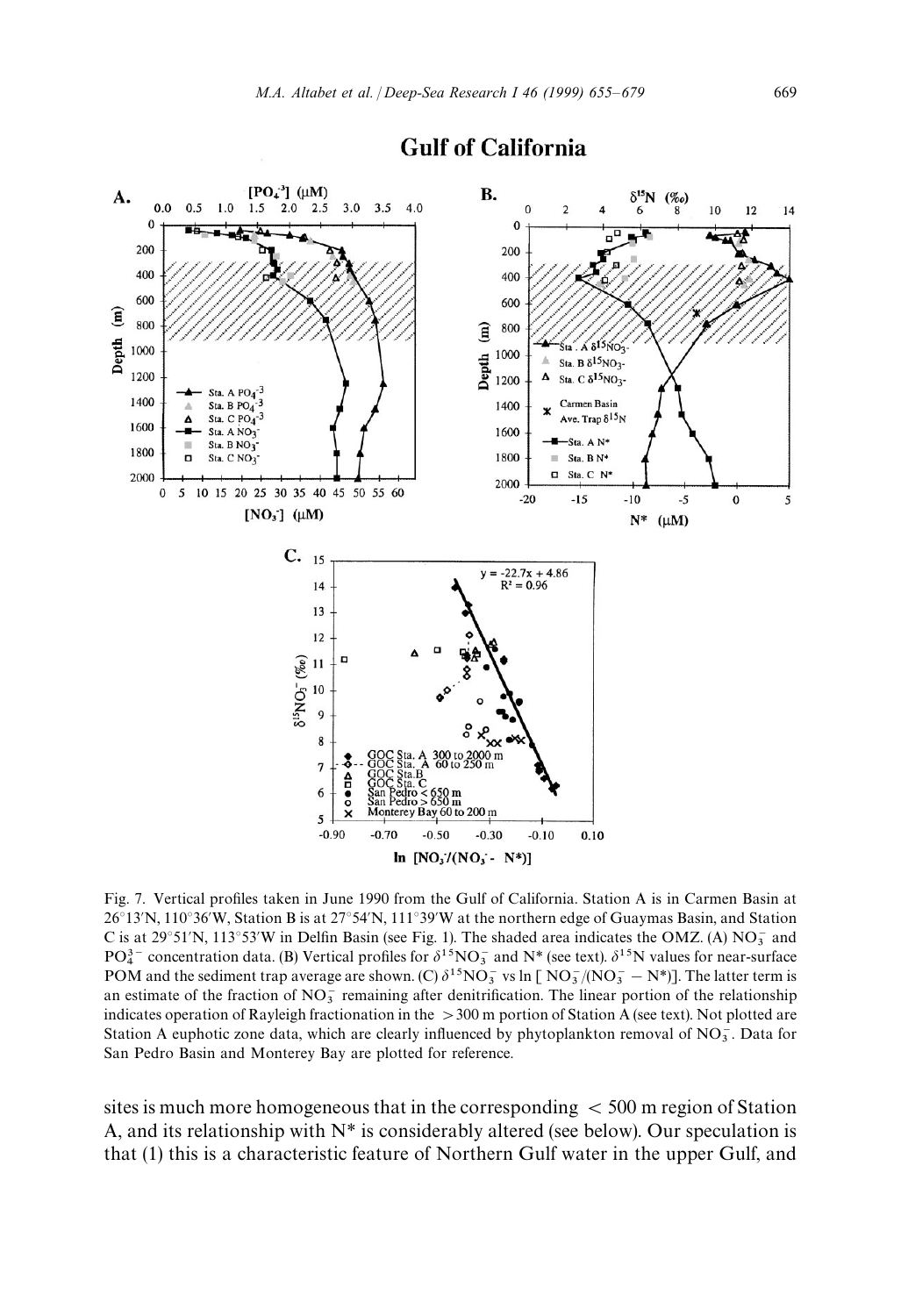Fig. 7. Vertical profiles taken in June 1990 from the Gulf of California. Station A is in Carmen Basin at 26°13′N, 110°36′W, Station B is at 27°54′N, 111°39′W at the northern edge of Guaymas Basin, and Station C is at 29°51′N, 113°53′W in Delfin Basin (see Fig. 1). The shaded area indicates the OMZ. (A) $NO_3^-$ and $PO_4^{3-}$ concentration data. (B) Vertical profiles for $\delta^{15}NO_3^-$ and N* (see text). $\delta^{15}N$ values for near-surface POM and the sediment trap average are shown. (C) $\delta^{15}NO_3^-$ vs ln [ $NO_3^-/(NO_3^- - N^*)$]. The latter term is an estimate of the fraction of $NO_3^-$ remaining after denitrification. The linear portion of the relationship indicates operation of Rayleigh fractionation in the > 300 m portion of Station A (see text). Not plotted are Station A euphotic zone data, which are clearly influenced by phytoplankton removal of $NO_3^-$. Data for San Pedro Basin and Monterey Bay are plotted for reference.

sites is much more homogeneous that in the corresponding < 500 m region of Station A, and its relationship with N* is considerably altered (see below). Our speculation is that (1) this is a characteristic feature of Northern Gulf water in the upper Gulf, and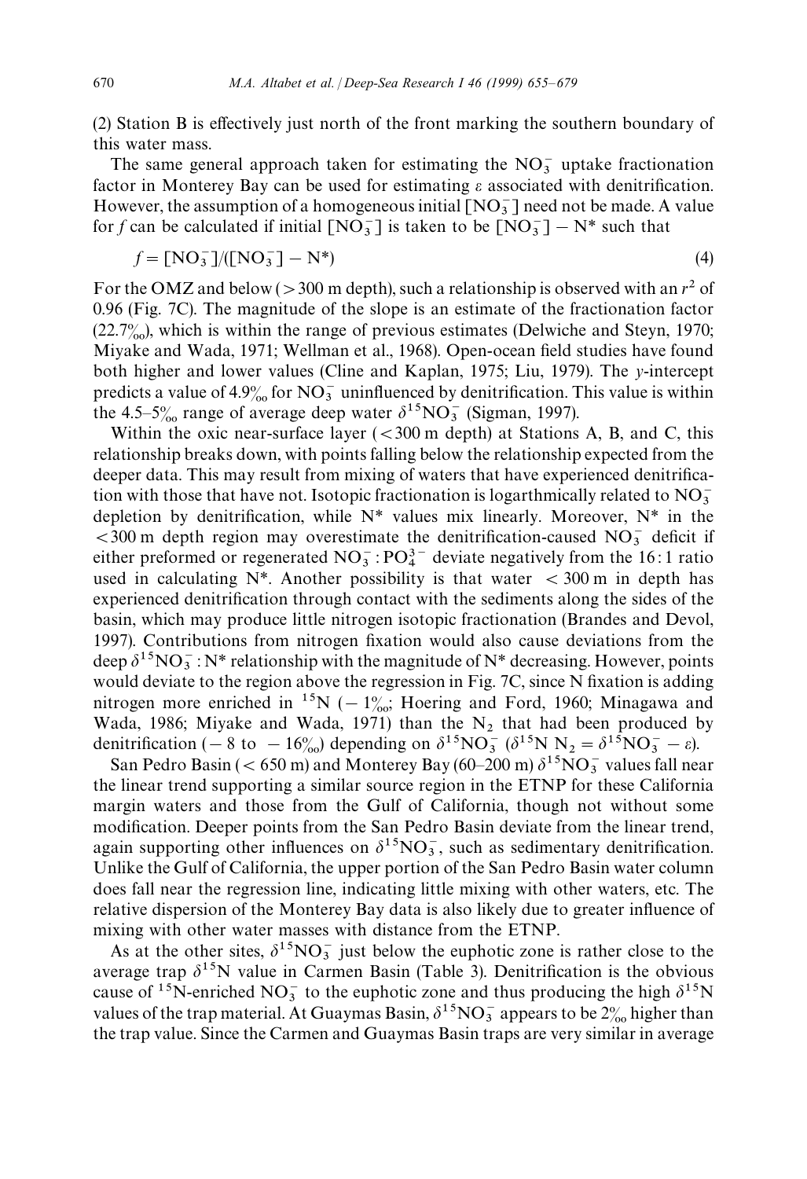(2) Station B is effectively just north of the front marking the southern boundary of this water mass.

The same general approach taken for estimating the $NO_3^-$ uptake fractionation factor in Monterey Bay can be used for estimating $\varepsilon$ associated with denitrification. However, the assumption of a homogeneous initial $[NO_3^-]$ need not be made. A value for $f$ can be calculated if initial $[NO_3^-]$ is taken to be $[NO_3^-] - N^*$ such that

$$f = [NO_3^-]/([NO_3^-] - N^*) \tag{4}$$

For the OMZ and below (> 300 m depth), such a relationship is observed with an $r^2$ of 0.96 (Fig. 7C). The magnitude of the slope is an estimate of the fractionation factor (22.7‰), which is within the range of previous estimates (Delwiche and Steyn, 1970; Miyake and Wada, 1971; Wellman et al., 1968). Open-ocean field studies have found both higher and lower values (Cline and Kaplan, 1975; Liu, 1979). The $y$-intercept predicts a value of 4.9‰ for $NO_3^-$ uninfluenced by denitrification. This value is within the 4.5–5‰ range of average deep water $\delta^{15}NO_3^-$ (Sigman, 1997).

Within the oxic near-surface layer (< 300 m depth) at Stations A, B, and C, this relationship breaks down, with points falling below the relationship expected from the deeper data. This may result from mixing of waters that have experienced denitrification with those that have not. Isotopic fractionation is logarthmically related to $NO_3^-$ depletion by denitrification, while N* values mix linearly. Moreover, N* in the < 300 m depth region may overestimate the denitrification-caused $NO_3^-$ deficit if either preformed or regenerated $NO_3^- : PO_4^{3-}$ deviate negatively from the 16 : 1 ratio used in calculating N*. Another possibility is that water < 300 m in depth has experienced denitrification through contact with the sediments along the sides of the basin, which may produce little nitrogen isotopic fractionation (Brandes and Devol, 1997). Contributions from nitrogen fixation would also cause deviations from the deep $\delta^{15}NO_3^- : N^*$ relationship with the magnitude of N* decreasing. However, points would deviate to the region above the regression in Fig. 7C, since N fixation is adding nitrogen more enriched in $^{15}N$ (− 1‰; Hoering and Ford, 1960; Minagawa and Wada, 1986; Miyake and Wada, 1971) than the $N_2$ that had been produced by denitrification (− 8 to − 16‰) depending on $\delta^{15}NO_3^-$ ($\delta^{15}N\ N_2 = \delta^{15}NO_3^- - \varepsilon$).

San Pedro Basin (< 650 m) and Monterey Bay (60–200 m) $\delta^{15}NO_3^-$ values fall near the linear trend supporting a similar source region in the ETNP for these California margin waters and those from the Gulf of California, though not without some modification. Deeper points from the San Pedro Basin deviate from the linear trend, again supporting other influences on $\delta^{15}NO_3^-$, such as sedimentary denitrification. Unlike the Gulf of California, the upper portion of the San Pedro Basin water column does fall near the regression line, indicating little mixing with other waters, etc. The relative dispersion of the Monterey Bay data is also likely due to greater influence of mixing with other water masses with distance from the ETNP.

As at the other sites, $\delta^{15}NO_3^-$ just below the euphotic zone is rather close to the average trap $\delta^{15}N$ value in Carmen Basin (Table 3). Denitrification is the obvious cause of $^{15}N$-enriched $NO_3^-$ to the euphotic zone and thus producing the high $\delta^{15}N$ values of the trap material. At Guaymas Basin, $\delta^{15}NO_3^-$ appears to be 2‰ higher than the trap value. Since the Carmen and Guaymas Basin traps are very similar in average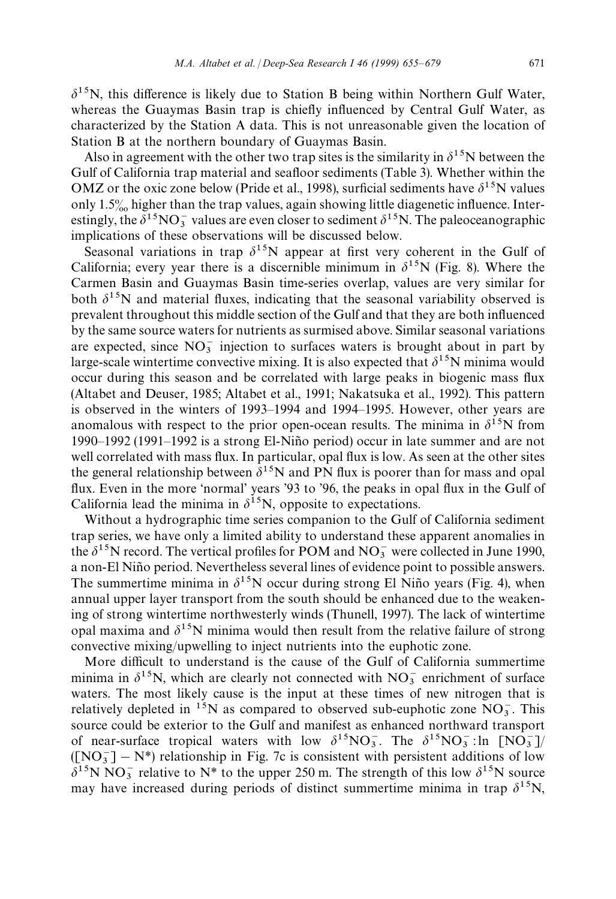$\delta^{15}N$, this difference is likely due to Station B being within Northern Gulf Water, whereas the Guaymas Basin trap is chiefly influenced by Central Gulf Water, as characterized by the Station A data. This is not unreasonable given the location of Station B at the northern boundary of Guaymas Basin.

Also in agreement with the other two trap sites is the similarity in $\delta^{15}N$ between the Gulf of California trap material and seafloor sediments (Table 3). Whether within the OMZ or the oxic zone below (Pride et al., 1998), surficial sediments have $\delta^{15}N$ values only 1.5‰ higher than the trap values, again showing little diagenetic influence. Interestingly, the $\delta^{15}NO_3^-$ values are even closer to sediment $\delta^{15}N$. The paleoceanographic implications of these observations will be discussed below.

Seasonal variations in trap $\delta^{15}N$ appear at first very coherent in the Gulf of California; every year there is a discernible minimum in $\delta^{15}N$ (Fig. 8). Where the Carmen Basin and Guaymas Basin time-series overlap, values are very similar for both $\delta^{15}N$ and material fluxes, indicating that the seasonal variability observed is prevalent throughout this middle section of the Gulf and that they are both influenced by the same source waters for nutrients as surmised above. Similar seasonal variations are expected, since $NO_3^-$ injection to surfaces waters is brought about in part by large-scale wintertime convective mixing. It is also expected that $\delta^{15}N$ minima would occur during this season and be correlated with large peaks in biogenic mass flux (Altabet and Deuser, 1985; Altabet et al., 1991; Nakatsuka et al., 1992). This pattern is observed in the winters of 1993–1994 and 1994–1995. However, other years are anomalous with respect to the prior open-ocean results. The minima in $\delta^{15}N$ from 1990–1992 (1991–1992 is a strong El-Niño period) occur in late summer and are not well correlated with mass flux. In particular, opal flux is low. As seen at the other sites the general relationship between $\delta^{15}N$ and PN flux is poorer than for mass and opal flux. Even in the more 'normal' years '93 to '96, the peaks in opal flux in the Gulf of California lead the minima in $\delta^{15}N$, opposite to expectations.

Without a hydrographic time series companion to the Gulf of California sediment trap series, we have only a limited ability to understand these apparent anomalies in the $\delta^{15}N$ record. The vertical profiles for POM and $NO_3^-$ were collected in June 1990, a non-El Niño period. Nevertheless several lines of evidence point to possible answers. The summertime minima in $\delta^{15}N$ occur during strong El Niño years (Fig. 4), when annual upper layer transport from the south should be enhanced due to the weakening of strong wintertime northwesterly winds (Thunell, 1997). The lack of wintertime opal maxima and $\delta^{15}N$ minima would then result from the relative failure of strong convective mixing/upwelling to inject nutrients into the euphotic zone.

More difficult to understand is the cause of the Gulf of California summertime minima in $\delta^{15}N$, which are clearly not connected with $NO_3^-$ enrichment of surface waters. The most likely cause is the input at these times of new nitrogen that is relatively depleted in $^{15}N$ as compared to observed sub-euphotic zone $NO_3^-$. This source could be exterior to the Gulf and manifest as enhanced northward transport of near-surface tropical waters with low $\delta^{15}NO_3^-$. The $\delta^{15}NO_3^-:\ln\,[NO_3^-]/([NO_3^-]-N^*)$ relationship in Fig. 7c is consistent with persistent additions of low $\delta^{15}N$ $NO_3^-$ relative to $N^*$ to the upper 250 m. The strength of this low $\delta^{15}N$ source may have increased during periods of distinct summertime minima in trap $\delta^{15}N$,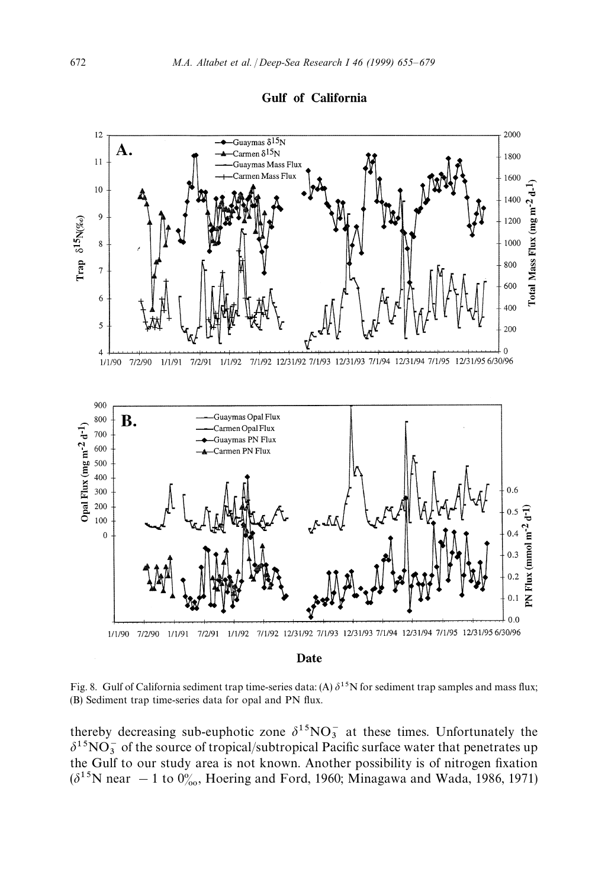**Gulf of California**

Fig. 8. Gulf of California sediment trap time-series data: (A) $\delta^{15}N$ for sediment trap samples and mass flux; (B) Sediment trap time-series data for opal and PN flux.

thereby decreasing sub-euphotic zone $\delta^{15}NO_3^-$ at these times. Unfortunately the $\delta^{15}NO_3^-$ of the source of tropical/subtropical Pacific surface water that penetrates up the Gulf to our study area is not known. Another possibility is of nitrogen fixation ($\delta^{15}N$ near $-1$ to $0$‰, Hoering and Ford, 1960; Minagawa and Wada, 1986, 1971)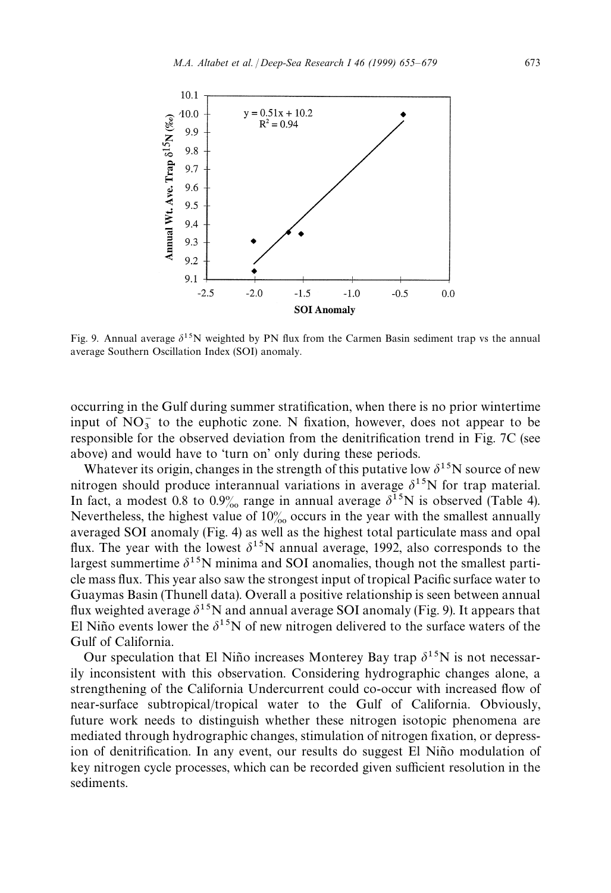Fig. 9. Annual average $\delta^{15}N$ weighted by PN flux from the Carmen Basin sediment trap vs the annual average Southern Oscillation Index (SOI) anomaly.

occurring in the Gulf during summer stratification, when there is no prior wintertime input of $NO_3^-$ to the euphotic zone. N fixation, however, does not appear to be responsible for the observed deviation from the denitrification trend in Fig. 7C (see above) and would have to 'turn on' only during these periods.

Whatever its origin, changes in the strength of this putative low $\delta^{15}N$ source of new nitrogen should produce interannual variations in average $\delta^{15}N$ for trap material. In fact, a modest 0.8 to 0.9‰ range in annual average $\delta^{15}N$ is observed (Table 4). Nevertheless, the highest value of 10‰ occurs in the year with the smallest annually averaged SOI anomaly (Fig. 4) as well as the highest total particulate mass and opal flux. The year with the lowest $\delta^{15}N$ annual average, 1992, also corresponds to the largest summertime $\delta^{15}N$ minima and SOI anomalies, though not the smallest particle mass flux. This year also saw the strongest input of tropical Pacific surface water to Guaymas Basin (Thunell data). Overall a positive relationship is seen between annual flux weighted average $\delta^{15}N$ and annual average SOI anomaly (Fig. 9). It appears that El Niño events lower the $\delta^{15}N$ of new nitrogen delivered to the surface waters of the Gulf of California.

Our speculation that El Niño increases Monterey Bay trap $\delta^{15}N$ is not necessarily inconsistent with this observation. Considering hydrographic changes alone, a strengthening of the California Undercurrent could co-occur with increased flow of near-surface subtropical/tropical water to the Gulf of California. Obviously, future work needs to distinguish whether these nitrogen isotopic phenomena are mediated through hydrographic changes, stimulation of nitrogen fixation, or depression of denitrification. In any event, our results do suggest El Niño modulation of key nitrogen cycle processes, which can be recorded given sufficient resolution in the sediments.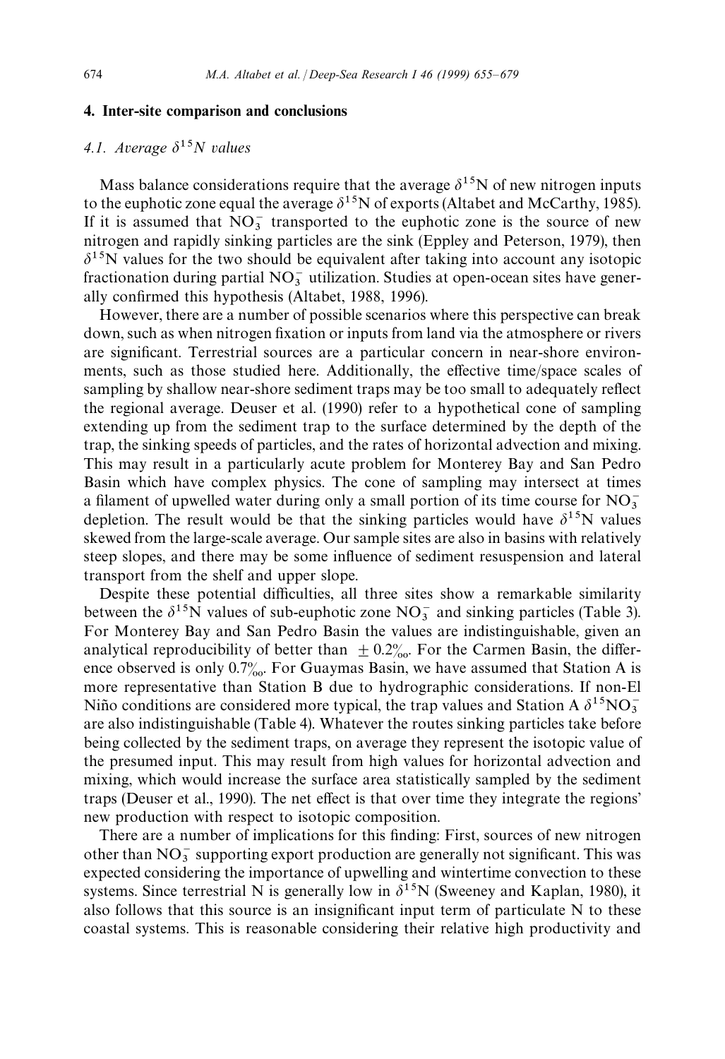## 4. Inter-site comparison and conclusions

### 4.1. Average $\delta^{15}N$ values

Mass balance considerations require that the average $\delta^{15}N$ of new nitrogen inputs to the euphotic zone equal the average $\delta^{15}N$ of exports (Altabet and McCarthy, 1985). If it is assumed that $NO_3^-$ transported to the euphotic zone is the source of new nitrogen and rapidly sinking particles are the sink (Eppley and Peterson, 1979), then $\delta^{15}N$ values for the two should be equivalent after taking into account any isotopic fractionation during partial $NO_3^-$ utilization. Studies at open-ocean sites have generally confirmed this hypothesis (Altabet, 1988, 1996).

However, there are a number of possible scenarios where this perspective can break down, such as when nitrogen fixation or inputs from land via the atmosphere or rivers are significant. Terrestrial sources are a particular concern in near-shore environments, such as those studied here. Additionally, the effective time/space scales of sampling by shallow near-shore sediment traps may be too small to adequately reflect the regional average. Deuser et al. (1990) refer to a hypothetical cone of sampling extending up from the sediment trap to the surface determined by the depth of the trap, the sinking speeds of particles, and the rates of horizontal advection and mixing. This may result in a particularly acute problem for Monterey Bay and San Pedro Basin which have complex physics. The cone of sampling may intersect at times a filament of upwelled water during only a small portion of its time course for $NO_3^-$ depletion. The result would be that the sinking particles would have $\delta^{15}N$ values skewed from the large-scale average. Our sample sites are also in basins with relatively steep slopes, and there may be some influence of sediment resuspension and lateral transport from the shelf and upper slope.

Despite these potential difficulties, all three sites show a remarkable similarity between the $\delta^{15}N$ values of sub-euphotic zone $NO_3^-$ and sinking particles (Table 3). For Monterey Bay and San Pedro Basin the values are indistinguishable, given an analytical reproducibility of better than $\pm 0.2‰$. For the Carmen Basin, the difference observed is only $0.7‰$. For Guaymas Basin, we have assumed that Station A is more representative than Station B due to hydrographic considerations. If non-El Niño conditions are considered more typical, the trap values and Station A $\delta^{15}NO_3^-$ are also indistinguishable (Table 4). Whatever the routes sinking particles take before being collected by the sediment traps, on average they represent the isotopic value of the presumed input. This may result from high values for horizontal advection and mixing, which would increase the surface area statistically sampled by the sediment traps (Deuser et al., 1990). The net effect is that over time they integrate the regions' new production with respect to isotopic composition.

There are a number of implications for this finding: First, sources of new nitrogen other than $NO_3^-$ supporting export production are generally not significant. This was expected considering the importance of upwelling and wintertime convection to these systems. Since terrestrial N is generally low in $\delta^{15}N$ (Sweeney and Kaplan, 1980), it also follows that this source is an insignificant input term of particulate N to these coastal systems. This is reasonable considering their relative high productivity and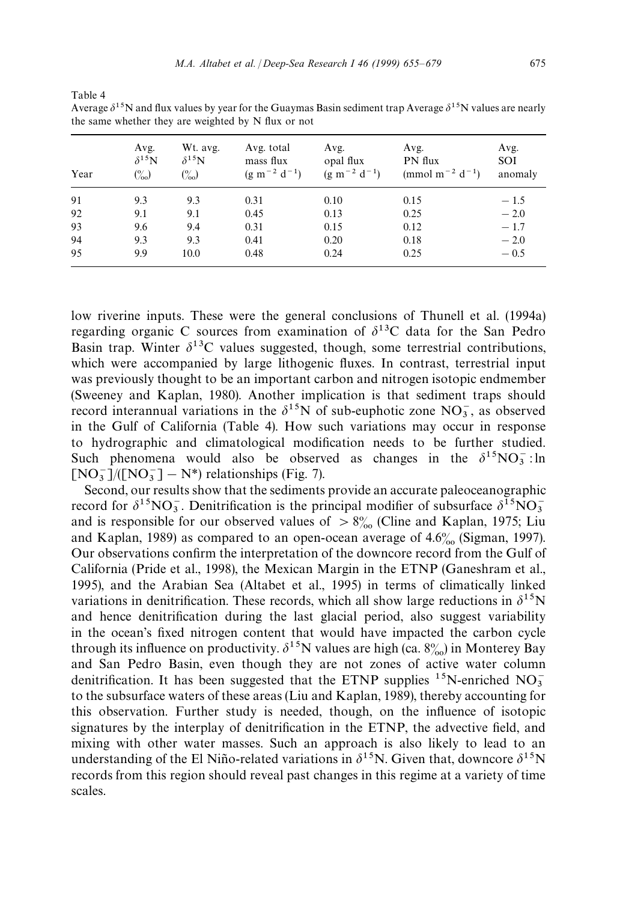Table 4
Average $\delta^{15}N$ and flux values by year for the Guaymas Basin sediment trap Average $\delta^{15}N$ values are nearly the same whether they are weighted by N flux or not

| Year | Avg. $\delta^{15}N$ (‰) | Wt. avg. $\delta^{15}N$ (‰) | Avg. total mass flux ($g\ m^{-2}\ d^{-1}$) | Avg. opal flux ($g\ m^{-2}\ d^{-1}$) | Avg. PN flux ($mmol\ m^{-2}\ d^{-1}$) | Avg. SOI anomaly |
|---|---|---|---|---|---|---|
| 91 | 9.3 | 9.3 | 0.31 | 0.10 | 0.15 | − 1.5 |
| 92 | 9.1 | 9.1 | 0.45 | 0.13 | 0.25 | − 2.0 |
| 93 | 9.6 | 9.4 | 0.31 | 0.15 | 0.12 | − 1.7 |
| 94 | 9.3 | 9.3 | 0.41 | 0.20 | 0.18 | − 2.0 |
| 95 | 9.9 | 10.0 | 0.48 | 0.24 | 0.25 | − 0.5 |

low riverine inputs. These were the general conclusions of Thunell et al. (1994a) regarding organic C sources from examination of $\delta^{13}C$ data for the San Pedro Basin trap. Winter $\delta^{13}C$ values suggested, though, some terrestrial contributions, which were accompanied by large lithogenic fluxes. In contrast, terrestrial input was previously thought to be an important carbon and nitrogen isotopic endmember (Sweeney and Kaplan, 1980). Another implication is that sediment traps should record interannual variations in the $\delta^{15}N$ of sub-euphotic zone $NO_3^-$, as observed in the Gulf of California (Table 4). How such variations may occur in response to hydrographic and climatological modification needs to be further studied. Such phenomena would also be observed as changes in the $\delta^{15}NO_3^-$: ln $[NO_3^-]/([NO_3^-] - N^*)$ relationships (Fig. 7).

Second, our results show that the sediments provide an accurate paleoceanographic record for $\delta^{15}NO_3^-$. Denitrification is the principal modifier of subsurface $\delta^{15}NO_3^-$ and is responsible for our observed values of $> 8$‰ (Cline and Kaplan, 1975; Liu and Kaplan, 1989) as compared to an open-ocean average of 4.6‰ (Sigman, 1997). Our observations confirm the interpretation of the downcore record from the Gulf of California (Pride et al., 1998), the Mexican Margin in the ETNP (Ganeshram et al., 1995), and the Arabian Sea (Altabet et al., 1995) in terms of climatically linked variations in denitrification. These records, which all show large reductions in $\delta^{15}N$ and hence denitrification during the last glacial period, also suggest variability in the ocean's fixed nitrogen content that would have impacted the carbon cycle through its influence on productivity. $\delta^{15}N$ values are high (ca. 8‰) in Monterey Bay and San Pedro Basin, even though they are not zones of active water column denitrification. It has been suggested that the ETNP supplies $^{15}N$-enriched $NO_3^-$ to the subsurface waters of these areas (Liu and Kaplan, 1989), thereby accounting for this observation. Further study is needed, though, on the influence of isotopic signatures by the interplay of denitrification in the ETNP, the advective field, and mixing with other water masses. Such an approach is also likely to lead to an understanding of the El Niño-related variations in $\delta^{15}N$. Given that, downcore $\delta^{15}N$ records from this region should reveal past changes in this regime at a variety of time scales.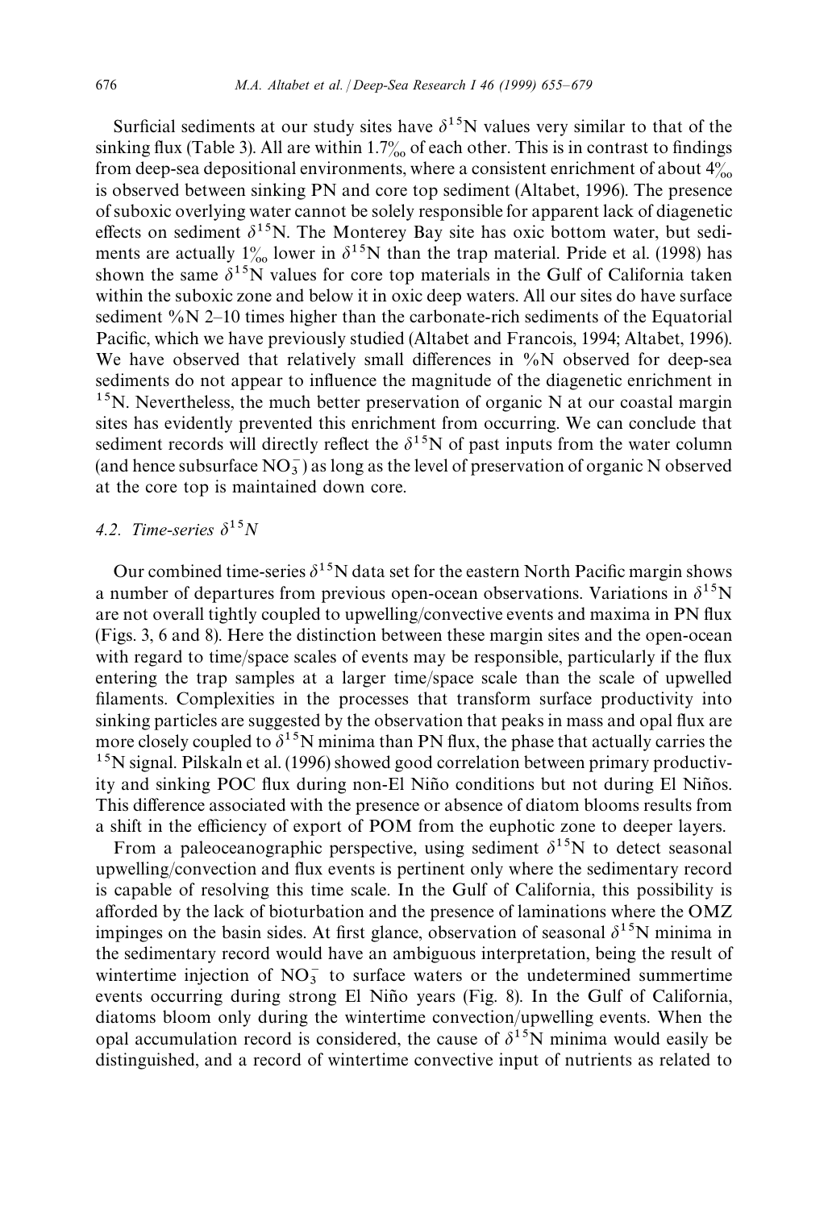Surficial sediments at our study sites have $\delta^{15}N$ values very similar to that of the sinking flux (Table 3). All are within 1.7‰ of each other. This is in contrast to findings from deep-sea depositional environments, where a consistent enrichment of about 4‰ is observed between sinking PN and core top sediment (Altabet, 1996). The presence of suboxic overlying water cannot be solely responsible for apparent lack of diagenetic effects on sediment $\delta^{15}N$. The Monterey Bay site has oxic bottom water, but sediments are actually 1‰ lower in $\delta^{15}N$ than the trap material. Pride et al. (1998) has shown the same $\delta^{15}N$ values for core top materials in the Gulf of California taken within the suboxic zone and below it in oxic deep waters. All our sites do have surface sediment %N 2–10 times higher than the carbonate-rich sediments of the Equatorial Pacific, which we have previously studied (Altabet and Francois, 1994; Altabet, 1996). We have observed that relatively small differences in %N observed for deep-sea sediments do not appear to influence the magnitude of the diagenetic enrichment in $^{15}N$. Nevertheless, the much better preservation of organic N at our coastal margin sites has evidently prevented this enrichment from occurring. We can conclude that sediment records will directly reflect the $\delta^{15}N$ of past inputs from the water column (and hence subsurface $NO_3^-$) as long as the level of preservation of organic N observed at the core top is maintained down core.

### 4.2. Time-series $\delta^{15}N$

Our combined time-series $\delta^{15}N$ data set for the eastern North Pacific margin shows a number of departures from previous open-ocean observations. Variations in $\delta^{15}N$ are not overall tightly coupled to upwelling/convective events and maxima in PN flux (Figs. 3, 6 and 8). Here the distinction between these margin sites and the open-ocean with regard to time/space scales of events may be responsible, particularly if the flux entering the trap samples at a larger time/space scale than the scale of upwelled filaments. Complexities in the processes that transform surface productivity into sinking particles are suggested by the observation that peaks in mass and opal flux are more closely coupled to $\delta^{15}N$ minima than PN flux, the phase that actually carries the $^{15}N$ signal. Pilskaln et al. (1996) showed good correlation between primary productivity and sinking POC flux during non-El Niño conditions but not during El Niños. This difference associated with the presence or absence of diatom blooms results from a shift in the efficiency of export of POM from the euphotic zone to deeper layers.

From a paleoceanographic perspective, using sediment $\delta^{15}N$ to detect seasonal upwelling/convection and flux events is pertinent only where the sedimentary record is capable of resolving this time scale. In the Gulf of California, this possibility is afforded by the lack of bioturbation and the presence of laminations where the OMZ impinges on the basin sides. At first glance, observation of seasonal $\delta^{15}N$ minima in the sedimentary record would have an ambiguous interpretation, being the result of wintertime injection of $NO_3^-$ to surface waters or the undetermined summertime events occurring during strong El Niño years (Fig. 8). In the Gulf of California, diatoms bloom only during the wintertime convection/upwelling events. When the opal accumulation record is considered, the cause of $\delta^{15}N$ minima would easily be distinguished, and a record of wintertime convective input of nutrients as related to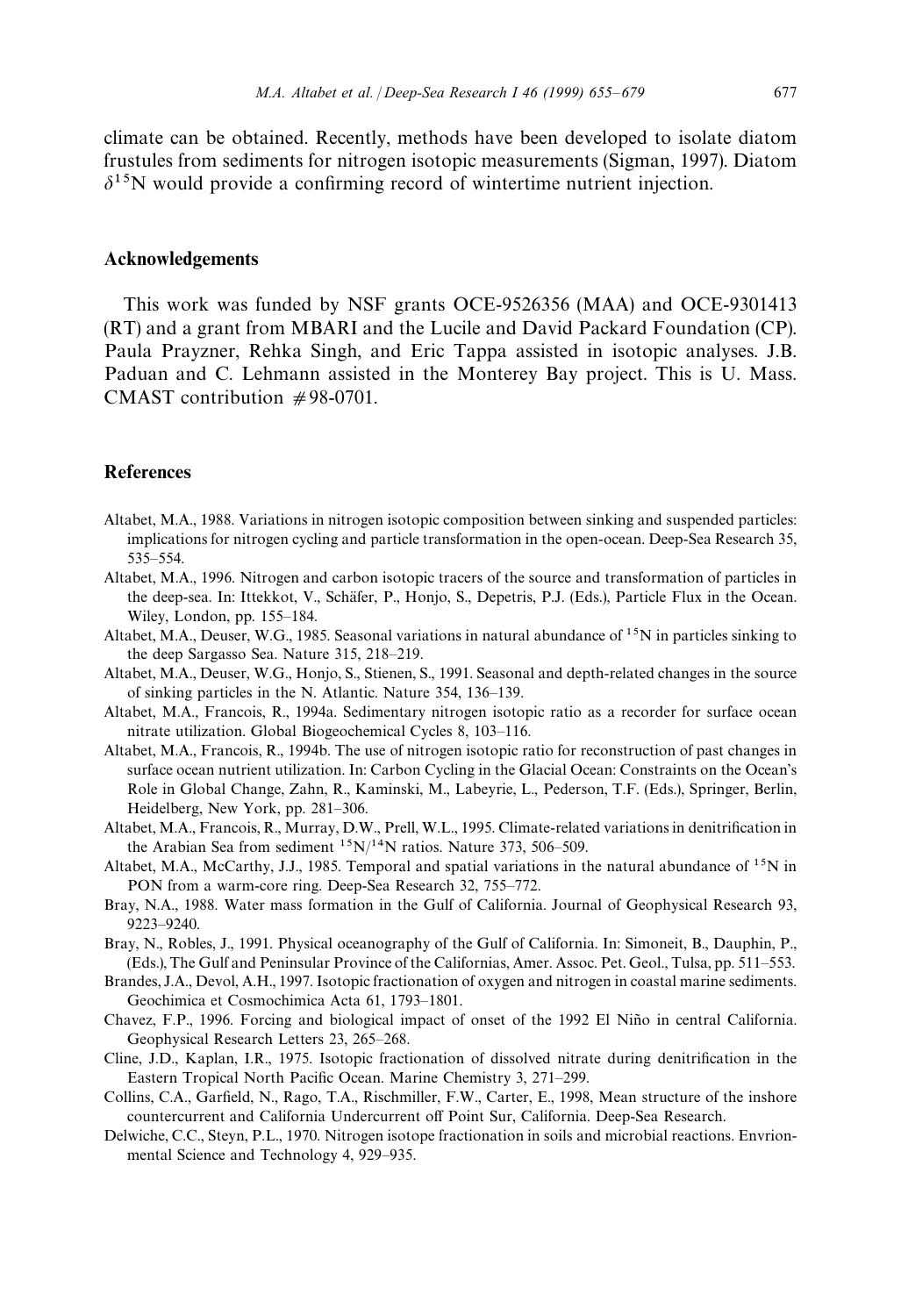climate can be obtained. Recently, methods have been developed to isolate diatom frustules from sediments for nitrogen isotopic measurements (Sigman, 1997). Diatom $\delta^{15}N$ would provide a confirming record of wintertime nutrient injection.

## Acknowledgements

This work was funded by NSF grants OCE-9526356 (MAA) and OCE-9301413 (RT) and a grant from MBARI and the Lucile and David Packard Foundation (CP). Paula Prayzner, Rehka Singh, and Eric Tappa assisted in isotopic analyses. J.B. Paduan and C. Lehmann assisted in the Monterey Bay project. This is U. Mass. CMAST contribution #98-0701.

## References

Altabet, M.A., 1988. Variations in nitrogen isotopic composition between sinking and suspended particles: implications for nitrogen cycling and particle transformation in the open-ocean. Deep-Sea Research 35, 535–554.

Altabet, M.A., 1996. Nitrogen and carbon isotopic tracers of the source and transformation of particles in the deep-sea. In: Ittekkot, V., Schäfer, P., Honjo, S., Depetris, P.J. (Eds.), Particle Flux in the Ocean. Wiley, London, pp. 155–184.

Altabet, M.A., Deuser, W.G., 1985. Seasonal variations in natural abundance of $^{15}N$ in particles sinking to the deep Sargasso Sea. Nature 315, 218–219.

Altabet, M.A., Deuser, W.G., Honjo, S., Stienen, S., 1991. Seasonal and depth-related changes in the source of sinking particles in the N. Atlantic. Nature 354, 136–139.

Altabet, M.A., Francois, R., 1994a. Sedimentary nitrogen isotopic ratio as a recorder for surface ocean nitrate utilization. Global Biogeochemical Cycles 8, 103–116.

Altabet, M.A., Francois, R., 1994b. The use of nitrogen isotopic ratio for reconstruction of past changes in surface ocean nutrient utilization. In: Carbon Cycling in the Glacial Ocean: Constraints on the Ocean's Role in Global Change, Zahn, R., Kaminski, M., Labeyrie, L., Pederson, T.F. (Eds.), Springer, Berlin, Heidelberg, New York, pp. 281–306.

Altabet, M.A., Francois, R., Murray, D.W., Prell, W.L., 1995. Climate-related variations in denitrification in the Arabian Sea from sediment $^{15}N/^{14}N$ ratios. Nature 373, 506–509.

Altabet, M.A., McCarthy, J.J., 1985. Temporal and spatial variations in the natural abundance of $^{15}N$ in PON from a warm-core ring. Deep-Sea Research 32, 755–772.

Bray, N.A., 1988. Water mass formation in the Gulf of California. Journal of Geophysical Research 93, 9223–9240.

Bray, N., Robles, J., 1991. Physical oceanography of the Gulf of California. In: Simoneit, B., Dauphin, P., (Eds.), The Gulf and Peninsular Province of the Californias, Amer. Assoc. Pet. Geol., Tulsa, pp. 511–553.

Brandes, J.A., Devol, A.H., 1997. Isotopic fractionation of oxygen and nitrogen in coastal marine sediments. Geochimica et Cosmochimica Acta 61, 1793–1801.

Chavez, F.P., 1996. Forcing and biological impact of onset of the 1992 El Niño in central California. Geophysical Research Letters 23, 265–268.

Cline, J.D., Kaplan, I.R., 1975. Isotopic fractionation of dissolved nitrate during denitrification in the Eastern Tropical North Pacific Ocean. Marine Chemistry 3, 271–299.

Collins, C.A., Garfield, N., Rago, T.A., Rischmiller, F.W., Carter, E., 1998, Mean structure of the inshore countercurrent and California Undercurrent off Point Sur, California. Deep-Sea Research.

Delwiche, C.C., Steyn, P.L., 1970. Nitrogen isotope fractionation in soils and microbial reactions. Envrionmental Science and Technology 4, 929–935.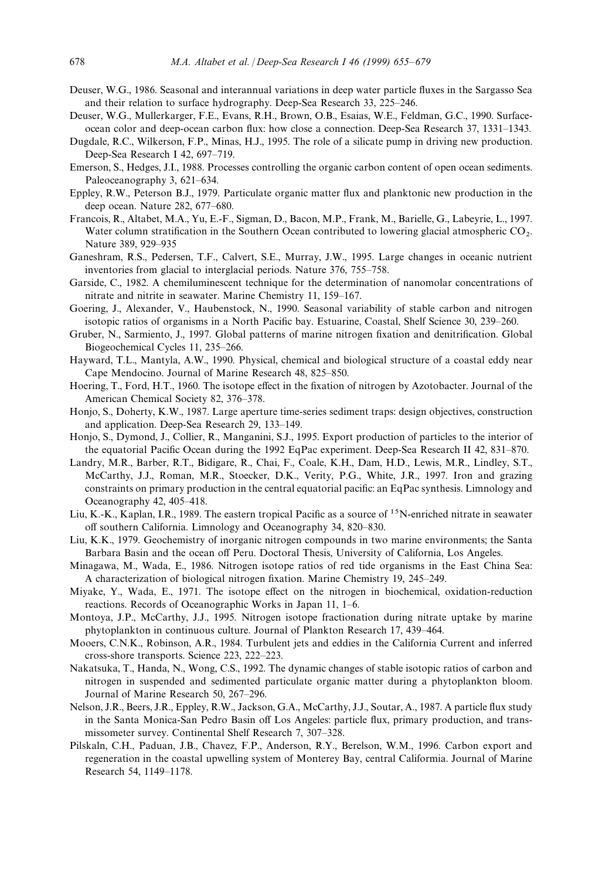Deuser, W.G., 1986. Seasonal and interannual variations in deep water particle fluxes in the Sargasso Sea and their relation to surface hydrography. Deep-Sea Research 33, 225–246.

Deuser, W.G., Mullerkarger, F.E., Evans, R.H., Brown, O.B., Esaias, W.E., Feldman, G.C., 1990. Surface-ocean color and deep-ocean carbon flux: how close a connection. Deep-Sea Research 37, 1331–1343.

Dugdale, R.C., Wilkerson, F.P., Minas, H.J., 1995. The role of a silicate pump in driving new production. Deep-Sea Research I 42, 697–719.

Emerson, S., Hedges, J.I., 1988. Processes controlling the organic carbon content of open ocean sediments. Paleoceanography 3, 621–634.

Eppley, R.W., Peterson B.J., 1979. Particulate organic matter flux and planktonic new production in the deep ocean. Nature 282, 677–680.

Francois, R., Altabet, M.A., Yu, E.-F., Sigman, D., Bacon, M.P., Frank, M., Barielle, G., Labeyrie, L., 1997. Water column stratification in the Southern Ocean contributed to lowering glacial atmospheric $CO_2$. Nature 389, 929–935

Ganeshram, R.S., Pedersen, T.F., Calvert, S.E., Murray, J.W., 1995. Large changes in oceanic nutrient inventories from glacial to interglacial periods. Nature 376, 755–758.

Garside, C., 1982. A chemiluminescent technique for the determination of nanomolar concentrations of nitrate and nitrite in seawater. Marine Chemistry 11, 159–167.

Goering, J., Alexander, V., Haubenstock, N., 1990. Seasonal variability of stable carbon and nitrogen isotopic ratios of organisms in a North Pacific bay. Estuarine, Coastal, Shelf Science 30, 239–260.

Gruber, N., Sarmiento, J., 1997. Global patterns of marine nitrogen fixation and denitrification. Global Biogeochemical Cycles 11, 235–266.

Hayward, T.L., Mantyla, A.W., 1990. Physical, chemical and biological structure of a coastal eddy near Cape Mendocino. Journal of Marine Research 48, 825–850.

Hoering, T., Ford, H.T., 1960. The isotope effect in the fixation of nitrogen by Azotobacter. Journal of the American Chemical Society 82, 376–378.

Honjo, S., Doherty, K.W., 1987. Large aperture time-series sediment traps: design objectives, construction and application. Deep-Sea Research 29, 133–149.

Honjo, S., Dymond, J., Collier, R., Manganini, S.J., 1995. Export production of particles to the interior of the equatorial Pacific Ocean during the 1992 EqPac experiment. Deep-Sea Research II 42, 831–870.

Landry, M.R., Barber, R.T., Bidigare, R., Chai, F., Coale, K.H., Dam, H.D., Lewis, M.R., Lindley, S.T., McCarthy, J.J., Roman, M.R., Stoecker, D.K., Verity, P.G., White, J.R., 1997. Iron and grazing constraints on primary production in the central equatorial pacific: an EqPac synthesis. Limnology and Oceanography 42, 405–418.

Liu, K.-K., Kaplan, I.R., 1989. The eastern tropical Pacific as a source of $^{15}$N-enriched nitrate in seawater off southern California. Limnology and Oceanography 34, 820–830.

Liu, K.K., 1979. Geochemistry of inorganic nitrogen compounds in two marine environments; the Santa Barbara Basin and the ocean off Peru. Doctoral Thesis, University of California, Los Angeles.

Minagawa, M., Wada, E., 1986. Nitrogen isotope ratios of red tide organisms in the East China Sea: A characterization of biological nitrogen fixation. Marine Chemistry 19, 245–249.

Miyake, Y., Wada, E., 1971. The isotope effect on the nitrogen in biochemical, oxidation-reduction reactions. Records of Oceanographic Works in Japan 11, 1–6.

Montoya, J.P., McCarthy, J.J., 1995. Nitrogen isotope fractionation during nitrate uptake by marine phytoplankton in continuous culture. Journal of Plankton Research 17, 439–464.

Mooers, C.N.K., Robinson, A.R., 1984. Turbulent jets and eddies in the California Current and inferred cross-shore transports. Science 223, 222–223.

Nakatsuka, T., Handa, N., Wong, C.S., 1992. The dynamic changes of stable isotopic ratios of carbon and nitrogen in suspended and sedimented particulate organic matter during a phytoplankton bloom. Journal of Marine Research 50, 267–296.

Nelson, J.R., Beers, J.R., Eppley, R.W., Jackson, G.A., McCarthy, J.J., Soutar, A., 1987. A particle flux study in the Santa Monica-San Pedro Basin off Los Angeles: particle flux, primary production, and transmissometer survey. Continental Shelf Research 7, 307–328.

Pilskaln, C.H., Paduan, J.B., Chavez, F.P., Anderson, R.Y., Berelson, W.M., 1996. Carbon export and regeneration in the coastal upwelling system of Monterey Bay, central Califormia. Journal of Marine Research 54, 1149–1178.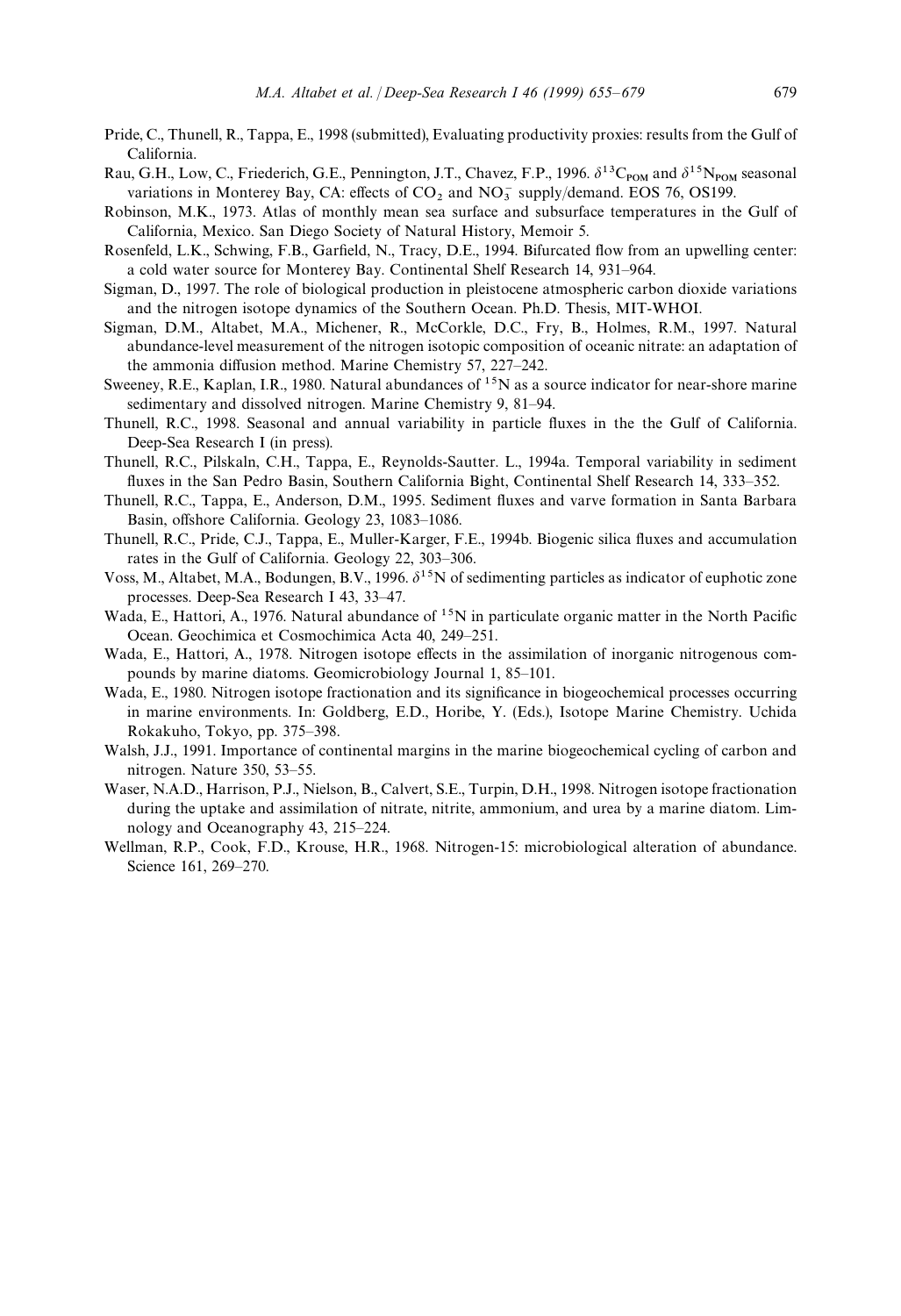Pride, C., Thunell, R., Tappa, E., 1998 (submitted), Evaluating productivity proxies: results from the Gulf of California.

Rau, G.H., Low, C., Friederich, G.E., Pennington, J.T., Chavez, F.P., 1996. $\delta^{13}C_{POM}$ and $\delta^{15}N_{POM}$ seasonal variations in Monterey Bay, CA: effects of $CO_2$ and $NO_3^-$ supply/demand. EOS 76, OS199.

Robinson, M.K., 1973. Atlas of monthly mean sea surface and subsurface temperatures in the Gulf of California, Mexico. San Diego Society of Natural History, Memoir 5.

Rosenfeld, L.K., Schwing, F.B., Garfield, N., Tracy, D.E., 1994. Bifurcated flow from an upwelling center: a cold water source for Monterey Bay. Continental Shelf Research 14, 931–964.

Sigman, D., 1997. The role of biological production in pleistocene atmospheric carbon dioxide variations and the nitrogen isotope dynamics of the Southern Ocean. Ph.D. Thesis, MIT-WHOI.

Sigman, D.M., Altabet, M.A., Michener, R., McCorkle, D.C., Fry, B., Holmes, R.M., 1997. Natural abundance-level measurement of the nitrogen isotopic composition of oceanic nitrate: an adaptation of the ammonia diffusion method. Marine Chemistry 57, 227–242.

Sweeney, R.E., Kaplan, I.R., 1980. Natural abundances of $^{15}N$ as a source indicator for near-shore marine sedimentary and dissolved nitrogen. Marine Chemistry 9, 81–94.

Thunell, R.C., 1998. Seasonal and annual variability in particle fluxes in the the Gulf of California. Deep-Sea Research I (in press).

Thunell, R.C., Pilskaln, C.H., Tappa, E., Reynolds-Sautter. L., 1994a. Temporal variability in sediment fluxes in the San Pedro Basin, Southern California Bight, Continental Shelf Research 14, 333–352.

Thunell, R.C., Tappa, E., Anderson, D.M., 1995. Sediment fluxes and varve formation in Santa Barbara Basin, offshore California. Geology 23, 1083–1086.

Thunell, R.C., Pride, C.J., Tappa, E., Muller-Karger, F.E., 1994b. Biogenic silica fluxes and accumulation rates in the Gulf of California. Geology 22, 303–306.

Voss, M., Altabet, M.A., Bodungen, B.V., 1996. $\delta^{15}N$ of sedimenting particles as indicator of euphotic zone processes. Deep-Sea Research I 43, 33–47.

Wada, E., Hattori, A., 1976. Natural abundance of $^{15}N$ in particulate organic matter in the North Pacific Ocean. Geochimica et Cosmochimica Acta 40, 249–251.

Wada, E., Hattori, A., 1978. Nitrogen isotope effects in the assimilation of inorganic nitrogenous compounds by marine diatoms. Geomicrobiology Journal 1, 85–101.

Wada, E., 1980. Nitrogen isotope fractionation and its significance in biogeochemical processes occurring in marine environments. In: Goldberg, E.D., Horibe, Y. (Eds.), Isotope Marine Chemistry. Uchida Rokakuho, Tokyo, pp. 375–398.

Walsh, J.J., 1991. Importance of continental margins in the marine biogeochemical cycling of carbon and nitrogen. Nature 350, 53–55.

Waser, N.A.D., Harrison, P.J., Nielson, B., Calvert, S.E., Turpin, D.H., 1998. Nitrogen isotope fractionation during the uptake and assimilation of nitrate, nitrite, ammonium, and urea by a marine diatom. Limnology and Oceanography 43, 215–224.

Wellman, R.P., Cook, F.D., Krouse, H.R., 1968. Nitrogen-15: microbiological alteration of abundance. Science 161, 269–270.